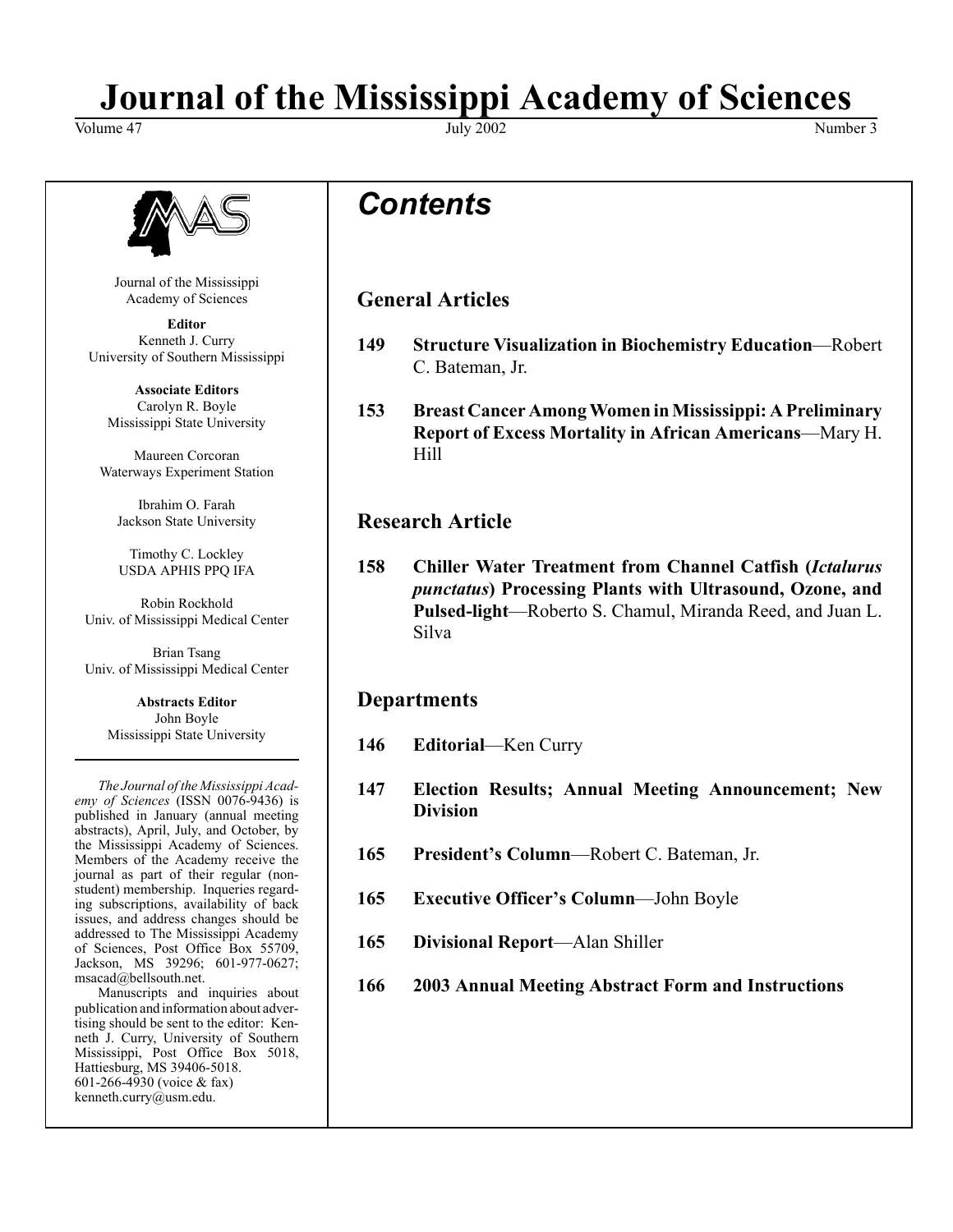# Journal of the Mississippi Academy of Sciences

Volume 47 July 2002 Number 3

Journal of the Mississippi Academy of Sciences

**Editor**
Kenneth J. Curry
University of Southern Mississippi

**Associate Editors**
Carolyn R. Boyle
Mississippi State University

Maureen Corcoran
Waterways Experiment Station

Ibrahim O. Farah
Jackson State University

Timothy C. Lockley
USDA APHIS PPQ IFA

Robin Rockhold
Univ. of Mississippi Medical Center

Brian Tsang
Univ. of Mississippi Medical Center

**Abstracts Editor**
John Boyle
Mississippi State University

---

*The Journal of the Mississippi Academy of Sciences* (ISSN 0076-9436) is published in January (annual meeting abstracts), April, July, and October, by the Mississippi Academy of Sciences. Members of the Academy receive the journal as part of their regular (non-student) membership. Inqueries regarding subscriptions, availability of back issues, and address changes should be addressed to The Mississippi Academy of Sciences, Post Office Box 55709, Jackson, MS 39296; 601-977-0627; msacad@bellsouth.net.

Manuscripts and inquiries about publication and information about advertising should be sent to the editor: Kenneth J. Curry, University of Southern Mississippi, Post Office Box 5018, Hattiesburg, MS 39406-5018. 601-266-4930 (voice & fax) kenneth.curry@usm.edu.

## *Contents*

### General Articles

**149** **Structure Visualization in Biochemistry Education**—Robert C. Bateman, Jr.

**153** **Breast Cancer Among Women in Mississippi: A Preliminary Report of Excess Mortality in African Americans**—Mary H. Hill

### Research Article

**158** **Chiller Water Treatment from Channel Catfish (*Ictalurus punctatus*) Processing Plants with Ultrasound, Ozone, and Pulsed-light**—Roberto S. Chamul, Miranda Reed, and Juan L. Silva

### Departments

**146** **Editorial**—Ken Curry

**147** **Election Results; Annual Meeting Announcement; New Division**

**165** **President's Column**—Robert C. Bateman, Jr.

**165** **Executive Officer's Column**—John Boyle

**165** **Divisional Report**—Alan Shiller

**166** **2003 Annual Meeting Abstract Form and Instructions**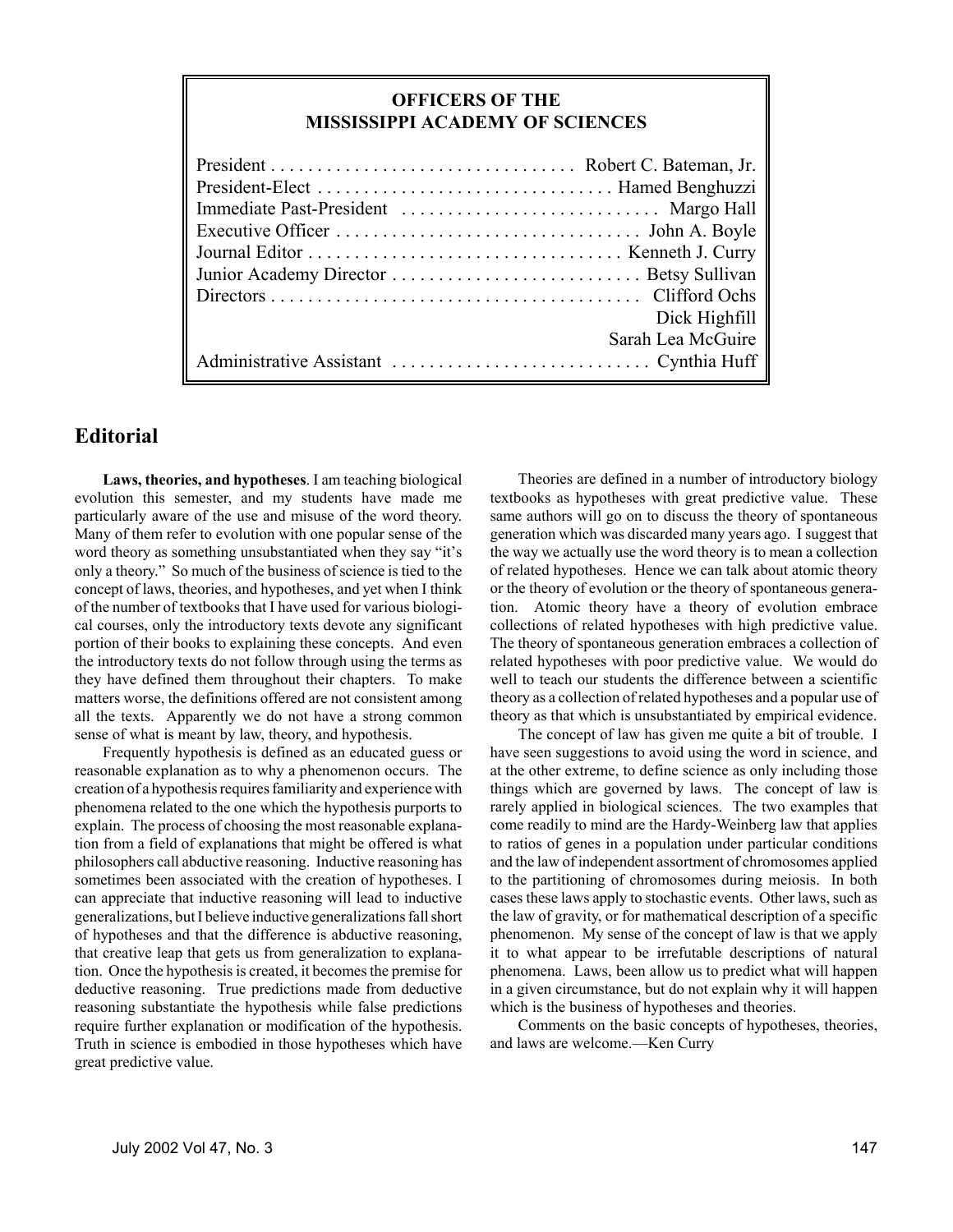## OFFICERS OF THE MISSISSIPPI ACADEMY OF SCIENCES

| | |
|---|---|
| President | Robert C. Bateman, Jr. |
| President-Elect | Hamed Benghuzzi |
| Immediate Past-President | Margo Hall |
| Executive Officer | John A. Boyle |
| Journal Editor | Kenneth J. Curry |
| Junior Academy Director | Betsy Sullivan |
| Directors | Clifford Ochs |
| | Dick Highfill |
| | Sarah Lea McGuire |
| Administrative Assistant | Cynthia Huff |

## Editorial

**Laws, theories, and hypotheses**. I am teaching biological evolution this semester, and my students have made me particularly aware of the use and misuse of the word theory. Many of them refer to evolution with one popular sense of the word theory as something unsubstantiated when they say "it's only a theory." So much of the business of science is tied to the concept of laws, theories, and hypotheses, and yet when I think of the number of textbooks that I have used for various biological courses, only the introductory texts devote any significant portion of their books to explaining these concepts. And even the introductory texts do not follow through using the terms as they have defined them throughout their chapters. To make matters worse, the definitions offered are not consistent among all the texts. Apparently we do not have a strong common sense of what is meant by law, theory, and hypothesis.

Frequently hypothesis is defined as an educated guess or reasonable explanation as to why a phenomenon occurs. The creation of a hypothesis requires familiarity and experience with phenomena related to the one which the hypothesis purports to explain. The process of choosing the most reasonable explanation from a field of explanations that might be offered is what philosophers call abductive reasoning. Inductive reasoning has sometimes been associated with the creation of hypotheses. I can appreciate that inductive reasoning will lead to inductive generalizations, but I believe inductive generalizations fall short of hypotheses and that the difference is abductive reasoning, that creative leap that gets us from generalization to explanation. Once the hypothesis is created, it becomes the premise for deductive reasoning. True predictions made from deductive reasoning substantiate the hypothesis while false predictions require further explanation or modification of the hypothesis. Truth in science is embodied in those hypotheses which have great predictive value.

Theories are defined in a number of introductory biology textbooks as hypotheses with great predictive value. These same authors will go on to discuss the theory of spontaneous generation which was discarded many years ago. I suggest that the way we actually use the word theory is to mean a collection of related hypotheses. Hence we can talk about atomic theory or the theory of evolution or the theory of spontaneous generation. Atomic theory have a theory of evolution embrace collections of related hypotheses with high predictive value. The theory of spontaneous generation embraces a collection of related hypotheses with poor predictive value. We would do well to teach our students the difference between a scientific theory as a collection of related hypotheses and a popular use of theory as that which is unsubstantiated by empirical evidence.

The concept of law has given me quite a bit of trouble. I have seen suggestions to avoid using the word in science, and at the other extreme, to define science as only including those things which are governed by laws. The concept of law is rarely applied in biological sciences. The two examples that come readily to mind are the Hardy-Weinberg law that applies to ratios of genes in a population under particular conditions and the law of independent assortment of chromosomes applied to the partitioning of chromosomes during meiosis. In both cases these laws apply to stochastic events. Other laws, such as the law of gravity, or for mathematical description of a specific phenomenon. My sense of the concept of law is that we apply it to what appear to be irrefutable descriptions of natural phenomena. Laws, been allow us to predict what will happen in a given circumstance, but do not explain why it will happen which is the business of hypotheses and theories.

Comments on the basic concepts of hypotheses, theories, and laws are welcome.—Ken Curry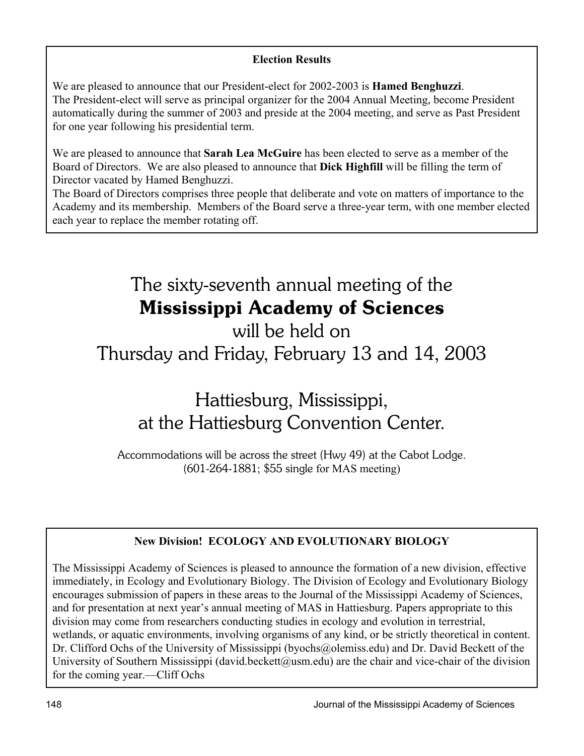## Election Results

We are pleased to announce that our President-elect for 2002-2003 is **Hamed Benghuzzi**.
The President-elect will serve as principal organizer for the 2004 Annual Meeting, become President automatically during the summer of 2003 and preside at the 2004 meeting, and serve as Past President for one year following his presidential term.

We are pleased to announce that **Sarah Lea McGuire** has been elected to serve as a member of the Board of Directors. We are also pleased to announce that **Dick Highfill** will be filling the term of Director vacated by Hamed Benghuzzi.
The Board of Directors comprises three people that deliberate and vote on matters of importance to the Academy and its membership. Members of the Board serve a three-year term, with one member elected each year to replace the member rotating off.

# The sixty-seventh annual meeting of the **Mississippi Academy of Sciences** will be held on Thursday and Friday, February 13 and 14, 2003

# Hattiesburg, Mississippi, at the Hattiesburg Convention Center.

Accommodations will be across the street (Hwy 49) at the Cabot Lodge.
(601-264-1881; $55 single for MAS meeting)

## New Division! ECOLOGY AND EVOLUTIONARY BIOLOGY

The Mississippi Academy of Sciences is pleased to announce the formation of a new division, effective immediately, in Ecology and Evolutionary Biology. The Division of Ecology and Evolutionary Biology encourages submission of papers in these areas to the Journal of the Mississippi Academy of Sciences, and for presentation at next year's annual meeting of MAS in Hattiesburg. Papers appropriate to this division may come from researchers conducting studies in ecology and evolution in terrestrial, wetlands, or aquatic environments, involving organisms of any kind, or be strictly theoretical in content. Dr. Clifford Ochs of the University of Mississippi (byochs@olemiss.edu) and Dr. David Beckett of the University of Southern Mississippi (david.beckett@usm.edu) are the chair and vice-chair of the division for the coming year.—Cliff Ochs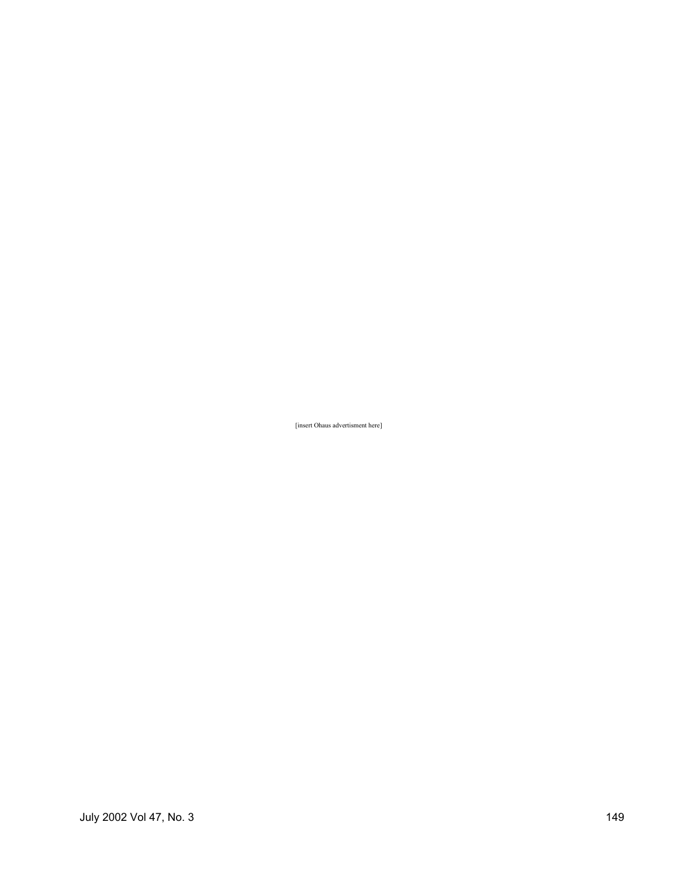[insert Ohaus advertisment here]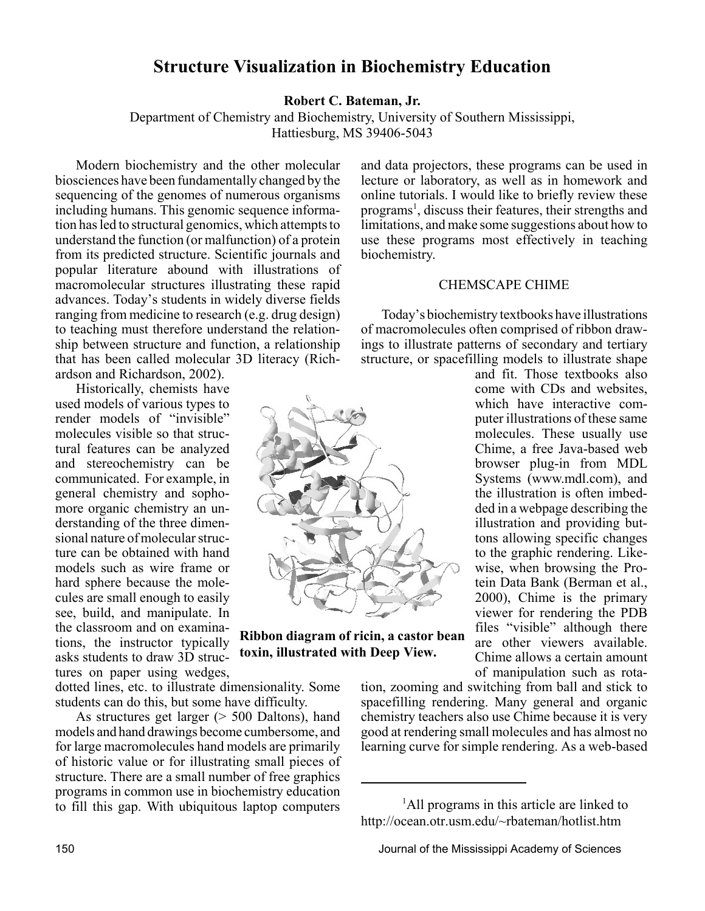# Structure Visualization in Biochemistry Education

**Robert C. Bateman, Jr.**

Department of Chemistry and Biochemistry, University of Southern Mississippi, Hattiesburg, MS 39406-5043

Modern biochemistry and the other molecular biosciences have been fundamentally changed by the sequencing of the genomes of numerous organisms including humans. This genomic sequence information has led to structural genomics, which attempts to understand the function (or malfunction) of a protein from its predicted structure. Scientific journals and popular literature abound with illustrations of macromolecular structures illustrating these rapid advances. Today's students in widely diverse fields ranging from medicine to research (e.g. drug design) to teaching must therefore understand the relationship between structure and function, a relationship that has been called molecular 3D literacy (Richardson and Richardson, 2002).

Historically, chemists have used models of various types to render models of "invisible" molecules visible so that structural features can be analyzed and stereochemistry can be communicated. For example, in general chemistry and sophomore organic chemistry an understanding of the three dimensional nature of molecular structure can be obtained with hand models such as wire frame or hard sphere because the molecules are small enough to easily see, build, and manipulate. In the classroom and on examinations, the instructor typically asks students to draw 3D structures on paper using wedges, dotted lines, etc. to illustrate dimensionality. Some students can do this, but some have difficulty.

As structures get larger (> 500 Daltons), hand models and hand drawings become cumbersome, and for large macromolecules hand models are primarily of historic value or for illustrating small pieces of structure. There are a small number of free graphics programs in common use in biochemistry education to fill this gap. With ubiquitous laptop computers and data projectors, these programs can be used in lecture or laboratory, as well as in homework and online tutorials. I would like to briefly review these programs[1], discuss their features, their strengths and limitations, and make some suggestions about how to use these programs most effectively in teaching biochemistry.

**Ribbon diagram of ricin, a castor bean toxin, illustrated with Deep View.**

## CHEMSCAPE CHIME

Today's biochemistry textbooks have illustrations of macromolecules often comprised of ribbon drawings to illustrate patterns of secondary and tertiary structure, or spacefilling models to illustrate shape and fit. Those textbooks also come with CDs and websites, which have interactive computer illustrations of these same molecules. These usually use Chime, a free Java-based web browser plug-in from MDL Systems (www.mdl.com), and the illustration is often imbedded in a webpage describing the illustration and providing buttons allowing specific changes to the graphic rendering. Likewise, when browsing the Protein Data Bank (Berman et al., 2000), Chime is the primary viewer for rendering the PDB files "visible" although there are other viewers available. Chime allows a certain amount of manipulation such as rotation, zooming and switching from ball and stick to spacefilling rendering. Many general and organic chemistry teachers also use Chime because it is very good at rendering small molecules and has almost no learning curve for simple rendering. As a web-based

---

[1] All programs in this article are linked to http://ocean.otr.usm.edu/~rbateman/hotlist.htm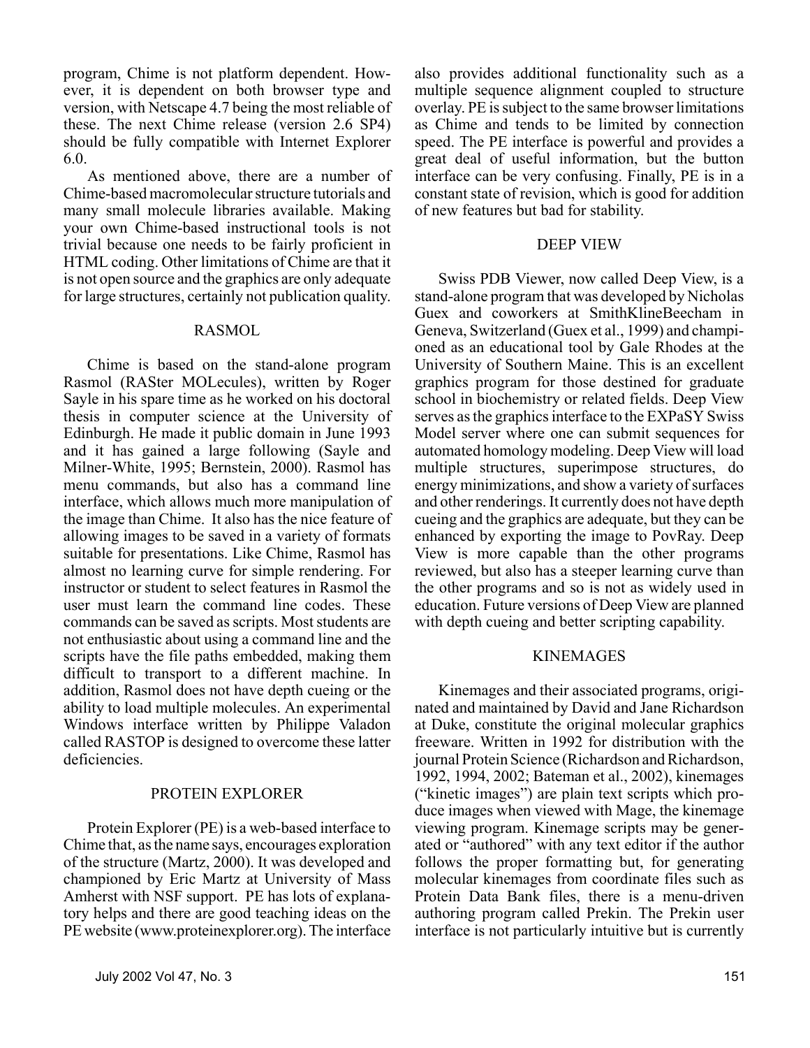program, Chime is not platform dependent. However, it is dependent on both browser type and version, with Netscape 4.7 being the most reliable of these. The next Chime release (version 2.6 SP4) should be fully compatible with Internet Explorer 6.0.

As mentioned above, there are a number of Chime-based macromolecular structure tutorials and many small molecule libraries available. Making your own Chime-based instructional tools is not trivial because one needs to be fairly proficient in HTML coding. Other limitations of Chime are that it is not open source and the graphics are only adequate for large structures, certainly not publication quality.

## RASMOL

Chime is based on the stand-alone program Rasmol (RASter MOLecules), written by Roger Sayle in his spare time as he worked on his doctoral thesis in computer science at the University of Edinburgh. He made it public domain in June 1993 and it has gained a large following (Sayle and Milner-White, 1995; Bernstein, 2000). Rasmol has menu commands, but also has a command line interface, which allows much more manipulation of the image than Chime. It also has the nice feature of allowing images to be saved in a variety of formats suitable for presentations. Like Chime, Rasmol has almost no learning curve for simple rendering. For instructor or student to select features in Rasmol the user must learn the command line codes. These commands can be saved as scripts. Most students are not enthusiastic about using a command line and the scripts have the file paths embedded, making them difficult to transport to a different machine. In addition, Rasmol does not have depth cueing or the ability to load multiple molecules. An experimental Windows interface written by Philippe Valadon called RASTOP is designed to overcome these latter deficiencies.

## PROTEIN EXPLORER

Protein Explorer (PE) is a web-based interface to Chime that, as the name says, encourages exploration of the structure (Martz, 2000). It was developed and championed by Eric Martz at University of Mass Amherst with NSF support. PE has lots of explanatory helps and there are good teaching ideas on the PE website (www.proteinexplorer.org). The interface also provides additional functionality such as a multiple sequence alignment coupled to structure overlay. PE is subject to the same browser limitations as Chime and tends to be limited by connection speed. The PE interface is powerful and provides a great deal of useful information, but the button interface can be very confusing. Finally, PE is in a constant state of revision, which is good for addition of new features but bad for stability.

## DEEP VIEW

Swiss PDB Viewer, now called Deep View, is a stand-alone program that was developed by Nicholas Guex and coworkers at SmithKlineBeecham in Geneva, Switzerland (Guex et al., 1999) and championed as an educational tool by Gale Rhodes at the University of Southern Maine. This is an excellent graphics program for those destined for graduate school in biochemistry or related fields. Deep View serves as the graphics interface to the EXPaSY Swiss Model server where one can submit sequences for automated homology modeling. Deep View will load multiple structures, superimpose structures, do energy minimizations, and show a variety of surfaces and other renderings. It currently does not have depth cueing and the graphics are adequate, but they can be enhanced by exporting the image to PovRay. Deep View is more capable than the other programs reviewed, but also has a steeper learning curve than the other programs and so is not as widely used in education. Future versions of Deep View are planned with depth cueing and better scripting capability.

## KINEMAGES

Kinemages and their associated programs, originated and maintained by David and Jane Richardson at Duke, constitute the original molecular graphics freeware. Written in 1992 for distribution with the journal Protein Science (Richardson and Richardson, 1992, 1994, 2002; Bateman et al., 2002), kinemages ("kinetic images") are plain text scripts which produce images when viewed with Mage, the kinemage viewing program. Kinemage scripts may be generated or "authored" with any text editor if the author follows the proper formatting but, for generating molecular kinemages from coordinate files such as Protein Data Bank files, there is a menu-driven authoring program called Prekin. The Prekin user interface is not particularly intuitive but is currently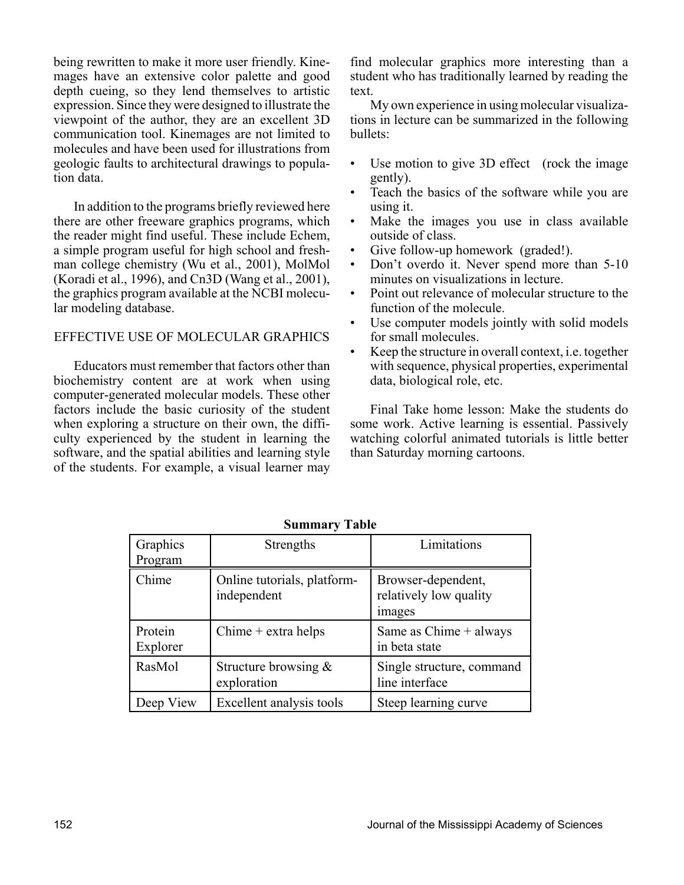being rewritten to make it more user friendly. Kinemages have an extensive color palette and good depth cueing, so they lend themselves to artistic expression. Since they were designed to illustrate the viewpoint of the author, they are an excellent 3D communication tool. Kinemages are not limited to molecules and have been used for illustrations from geologic faults to architectural drawings to population data.

In addition to the programs briefly reviewed here there are other freeware graphics programs, which the reader might find useful. These include Echem, a simple program useful for high school and freshman college chemistry (Wu et al., 2001), MolMol (Koradi et al., 1996), and Cn3D (Wang et al., 2001), the graphics program available at the NCBI molecular modeling database.

## EFFECTIVE USE OF MOLECULAR GRAPHICS

Educators must remember that factors other than biochemistry content are at work when using computer-generated molecular models. These other factors include the basic curiosity of the student when exploring a structure on their own, the difficulty experienced by the student in learning the software, and the spatial abilities and learning style of the students. For example, a visual learner may find molecular graphics more interesting than a student who has traditionally learned by reading the text.

My own experience in using molecular visualizations in lecture can be summarized in the following bullets:

- Use motion to give 3D effect (rock the image gently).
- Teach the basics of the software while you are using it.
- Make the images you use in class available outside of class.
- Give follow-up homework (graded!).
- Don't overdo it. Never spend more than 5-10 minutes on visualizations in lecture.
- Point out relevance of molecular structure to the function of the molecule.
- Use computer models jointly with solid models for small molecules.
- Keep the structure in overall context, i.e. together with sequence, physical properties, experimental data, biological role, etc.

Final Take home lesson: Make the students do some work. Active learning is essential. Passively watching colorful animated tutorials is little better than Saturday morning cartoons.

**Summary Table**

| Graphics Program | Strengths | Limitations |
| --- | --- | --- |
| Chime | Online tutorials, platform-independent | Browser-dependent, relatively low quality images |
| Protein Explorer | Chime + extra helps | Same as Chime + always in beta state |
| RasMol | Structure browsing & exploration | Single structure, command line interface |
| Deep View | Excellent analysis tools | Steep learning curve |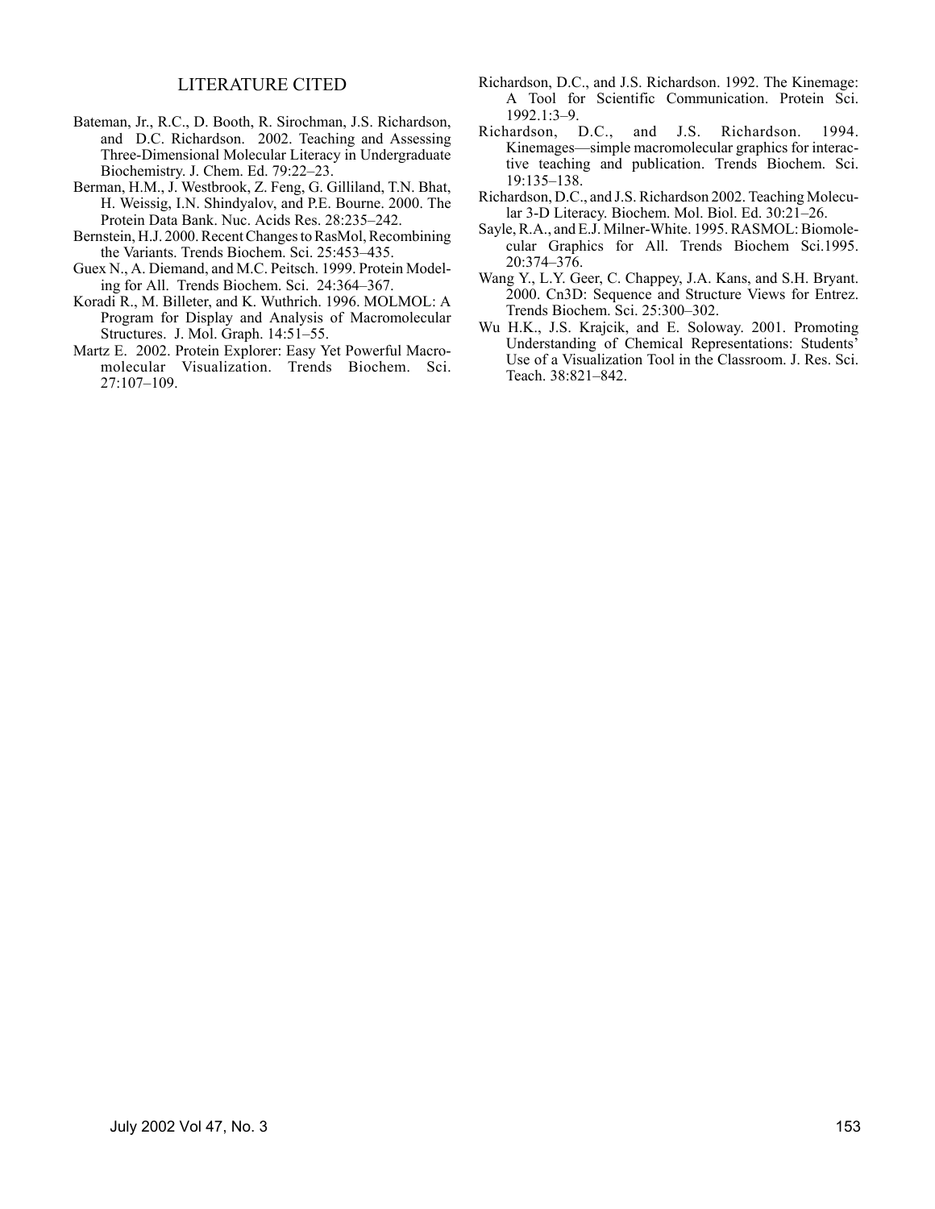## LITERATURE CITED

Bateman, Jr., R.C., D. Booth, R. Sirochman, J.S. Richardson, and D.C. Richardson. 2002. Teaching and Assessing Three-Dimensional Molecular Literacy in Undergraduate Biochemistry. J. Chem. Ed. 79:22–23.

Berman, H.M., J. Westbrook, Z. Feng, G. Gilliland, T.N. Bhat, H. Weissig, I.N. Shindyalov, and P.E. Bourne. 2000. The Protein Data Bank. Nuc. Acids Res. 28:235–242.

Bernstein, H.J. 2000. Recent Changes to RasMol, Recombining the Variants. Trends Biochem. Sci. 25:453–435.

Guex N., A. Diemand, and M.C. Peitsch. 1999. Protein Modeling for All. Trends Biochem. Sci. 24:364–367.

Koradi R., M. Billeter, and K. Wuthrich. 1996. MOLMOL: A Program for Display and Analysis of Macromolecular Structures. J. Mol. Graph. 14:51–55.

Martz E. 2002. Protein Explorer: Easy Yet Powerful Macromolecular Visualization. Trends Biochem. Sci. 27:107–109.

Richardson, D.C., and J.S. Richardson. 1992. The Kinemage: A Tool for Scientific Communication. Protein Sci. 1992.1:3–9.

Richardson, D.C., and J.S. Richardson. 1994. Kinemages—simple macromolecular graphics for interactive teaching and publication. Trends Biochem. Sci. 19:135–138.

Richardson, D.C., and J.S. Richardson 2002. Teaching Molecular 3-D Literacy. Biochem. Mol. Biol. Ed. 30:21–26.

Sayle, R.A., and E.J. Milner-White. 1995. RASMOL: Biomolecular Graphics for All. Trends Biochem Sci.1995. 20:374–376.

Wang Y., L.Y. Geer, C. Chappey, J.A. Kans, and S.H. Bryant. 2000. Cn3D: Sequence and Structure Views for Entrez. Trends Biochem. Sci. 25:300–302.

Wu H.K., J.S. Krajcik, and E. Soloway. 2001. Promoting Understanding of Chemical Representations: Students' Use of a Visualization Tool in the Classroom. J. Res. Sci. Teach. 38:821–842.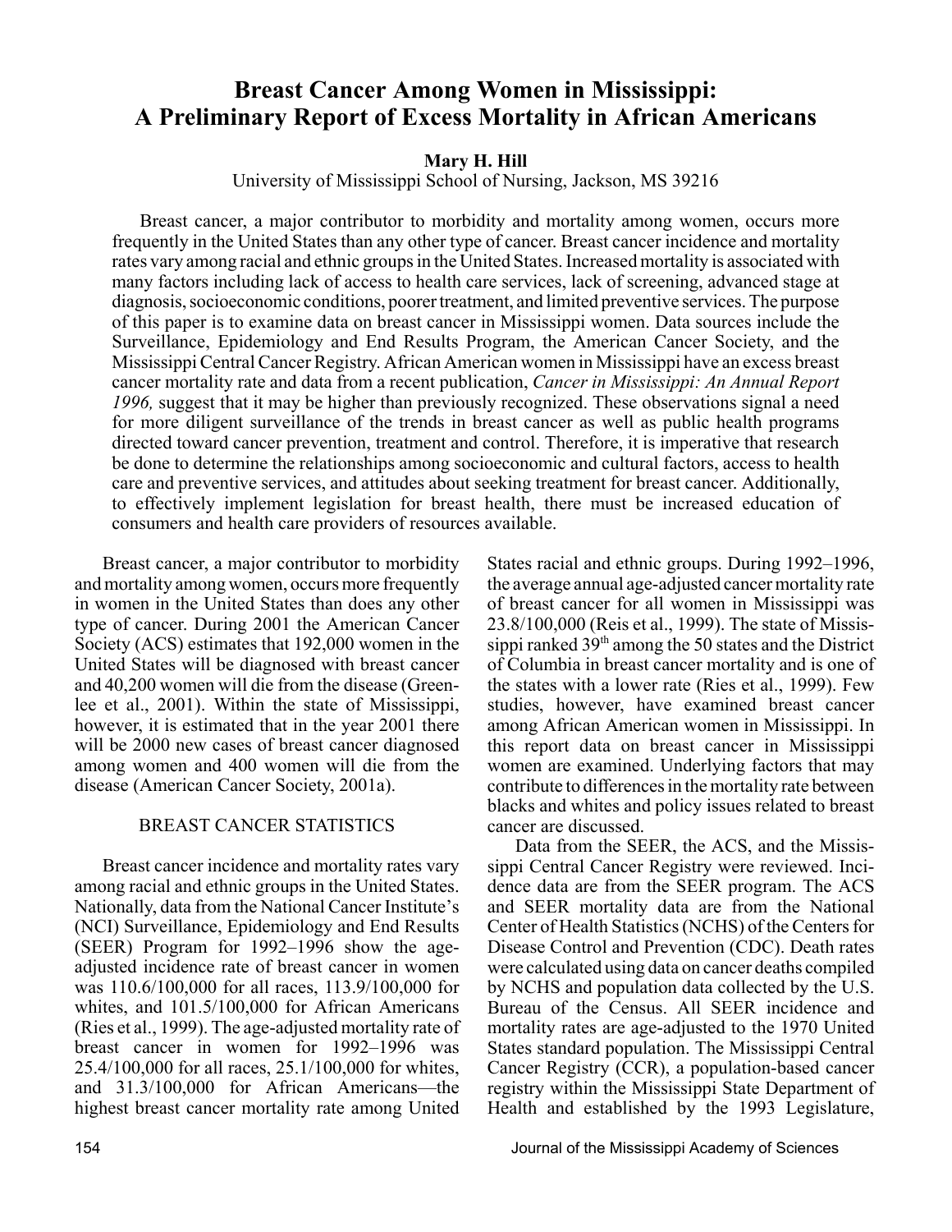# Breast Cancer Among Women in Mississippi: A Preliminary Report of Excess Mortality in African Americans

**Mary H. Hill**

University of Mississippi School of Nursing, Jackson, MS 39216

Breast cancer, a major contributor to morbidity and mortality among women, occurs more frequently in the United States than any other type of cancer. Breast cancer incidence and mortality rates vary among racial and ethnic groups in the United States. Increased mortality is associated with many factors including lack of access to health care services, lack of screening, advanced stage at diagnosis, socioeconomic conditions, poorer treatment, and limited preventive services. The purpose of this paper is to examine data on breast cancer in Mississippi women. Data sources include the Surveillance, Epidemiology and End Results Program, the American Cancer Society, and the Mississippi Central Cancer Registry. African American women in Mississippi have an excess breast cancer mortality rate and data from a recent publication, *Cancer in Mississippi: An Annual Report 1996,* suggest that it may be higher than previously recognized. These observations signal a need for more diligent surveillance of the trends in breast cancer as well as public health programs directed toward cancer prevention, treatment and control. Therefore, it is imperative that research be done to determine the relationships among socioeconomic and cultural factors, access to health care and preventive services, and attitudes about seeking treatment for breast cancer. Additionally, to effectively implement legislation for breast health, there must be increased education of consumers and health care providers of resources available.

Breast cancer, a major contributor to morbidity and mortality among women, occurs more frequently in women in the United States than does any other type of cancer. During 2001 the American Cancer Society (ACS) estimates that 192,000 women in the United States will be diagnosed with breast cancer and 40,200 women will die from the disease (Greenlee et al., 2001). Within the state of Mississippi, however, it is estimated that in the year 2001 there will be 2000 new cases of breast cancer diagnosed among women and 400 women will die from the disease (American Cancer Society, 2001a).

## BREAST CANCER STATISTICS

Breast cancer incidence and mortality rates vary among racial and ethnic groups in the United States. Nationally, data from the National Cancer Institute's (NCI) Surveillance, Epidemiology and End Results (SEER) Program for 1992–1996 show the age-adjusted incidence rate of breast cancer in women was 110.6/100,000 for all races, 113.9/100,000 for whites, and 101.5/100,000 for African Americans (Ries et al., 1999). The age-adjusted mortality rate of breast cancer in women for 1992–1996 was 25.4/100,000 for all races, 25.1/100,000 for whites, and 31.3/100,000 for African Americans—the highest breast cancer mortality rate among United States racial and ethnic groups. During 1992–1996, the average annual age-adjusted cancer mortality rate of breast cancer for all women in Mississippi was 23.8/100,000 (Reis et al., 1999). The state of Mississippi ranked 39th among the 50 states and the District of Columbia in breast cancer mortality and is one of the states with a lower rate (Ries et al., 1999). Few studies, however, have examined breast cancer among African American women in Mississippi. In this report data on breast cancer in Mississippi women are examined. Underlying factors that may contribute to differences in the mortality rate between blacks and whites and policy issues related to breast cancer are discussed.

Data from the SEER, the ACS, and the Mississippi Central Cancer Registry were reviewed. Incidence data are from the SEER program. The ACS and SEER mortality data are from the National Center of Health Statistics (NCHS) of the Centers for Disease Control and Prevention (CDC). Death rates were calculated using data on cancer deaths compiled by NCHS and population data collected by the U.S. Bureau of the Census. All SEER incidence and mortality rates are age-adjusted to the 1970 United States standard population. The Mississippi Central Cancer Registry (CCR), a population-based cancer registry within the Mississippi State Department of Health and established by the 1993 Legislature,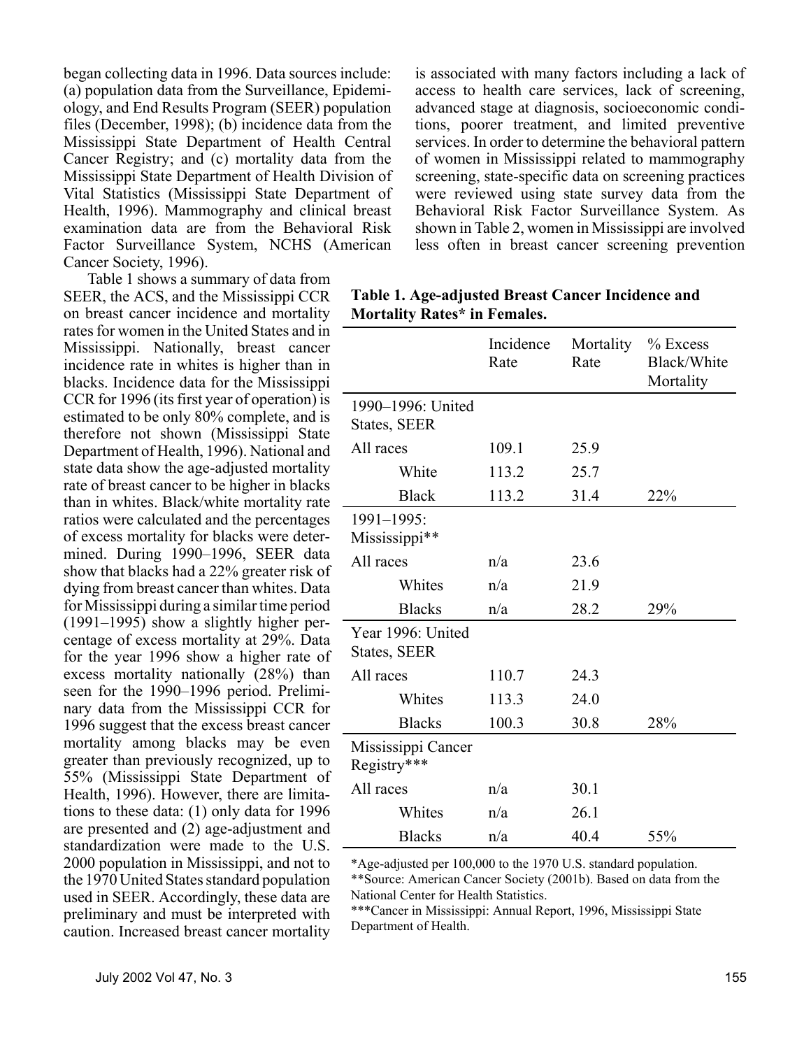began collecting data in 1996. Data sources include: (a) population data from the Surveillance, Epidemiology, and End Results Program (SEER) population files (December, 1998); (b) incidence data from the Mississippi State Department of Health Central Cancer Registry; and (c) mortality data from the Mississippi State Department of Health Division of Vital Statistics (Mississippi State Department of Health, 1996). Mammography and clinical breast examination data are from the Behavioral Risk Factor Surveillance System, NCHS (American Cancer Society, 1996).

Table 1 shows a summary of data from SEER, the ACS, and the Mississippi CCR on breast cancer incidence and mortality rates for women in the United States and in Mississippi. Nationally, breast cancer incidence rate in whites is higher than in blacks. Incidence data for the Mississippi CCR for 1996 (its first year of operation) is estimated to be only 80% complete, and is therefore not shown (Mississippi State Department of Health, 1996). National and state data show the age-adjusted mortality rate of breast cancer to be higher in blacks than in whites. Black/white mortality rate ratios were calculated and the percentages of excess mortality for blacks were determined. During 1990–1996, SEER data show that blacks had a 22% greater risk of dying from breast cancer than whites. Data for Mississippi during a similar time period (1991–1995) show a slightly higher percentage of excess mortality at 29%. Data for the year 1996 show a higher rate of excess mortality nationally (28%) than seen for the 1990–1996 period. Preliminary data from the Mississippi CCR for 1996 suggest that the excess breast cancer mortality among blacks may be even greater than previously recognized, up to 55% (Mississippi State Department of Health, 1996). However, there are limitations to these data: (1) only data for 1996 are presented and (2) age-adjustment and standardization were made to the U.S. 2000 population in Mississippi, and not to the 1970 United States standard population used in SEER. Accordingly, these data are preliminary and must be interpreted with caution. Increased breast cancer mortality is associated with many factors including a lack of access to health care services, lack of screening, advanced stage at diagnosis, socioeconomic conditions, poorer treatment, and limited preventive services. In order to determine the behavioral pattern of women in Mississippi related to mammography screening, state-specific data on screening practices were reviewed using state survey data from the Behavioral Risk Factor Surveillance System. As shown in Table 2, women in Mississippi are involved less often in breast cancer screening prevention

**Table 1. Age-adjusted Breast Cancer Incidence and Mortality Rates* in Females.**

| | Incidence Rate | Mortality Rate | % Excess Black/White Mortality |
|---|---|---|---|
| 1990–1996: United States, SEER | | | |
| All races | 109.1 | 25.9 | |
| White | 113.2 | 25.7 | |
| Black | 113.2 | 31.4 | 22% |
| 1991–1995: Mississippi** | | | |
| All races | n/a | 23.6 | |
| Whites | n/a | 21.9 | |
| Blacks | n/a | 28.2 | 29% |
| Year 1996: United States, SEER | | | |
| All races | 110.7 | 24.3 | |
| Whites | 113.3 | 24.0 | |
| Blacks | 100.3 | 30.8 | 28% |
| Mississippi Cancer Registry*** | | | |
| All races | n/a | 30.1 | |
| Whites | n/a | 26.1 | |
| Blacks | n/a | 40.4 | 55% |

*Age-adjusted per 100,000 to the 1970 U.S. standard population.
**Source: American Cancer Society (2001b). Based on data from the National Center for Health Statistics.
***Cancer in Mississippi: Annual Report, 1996, Mississippi State Department of Health.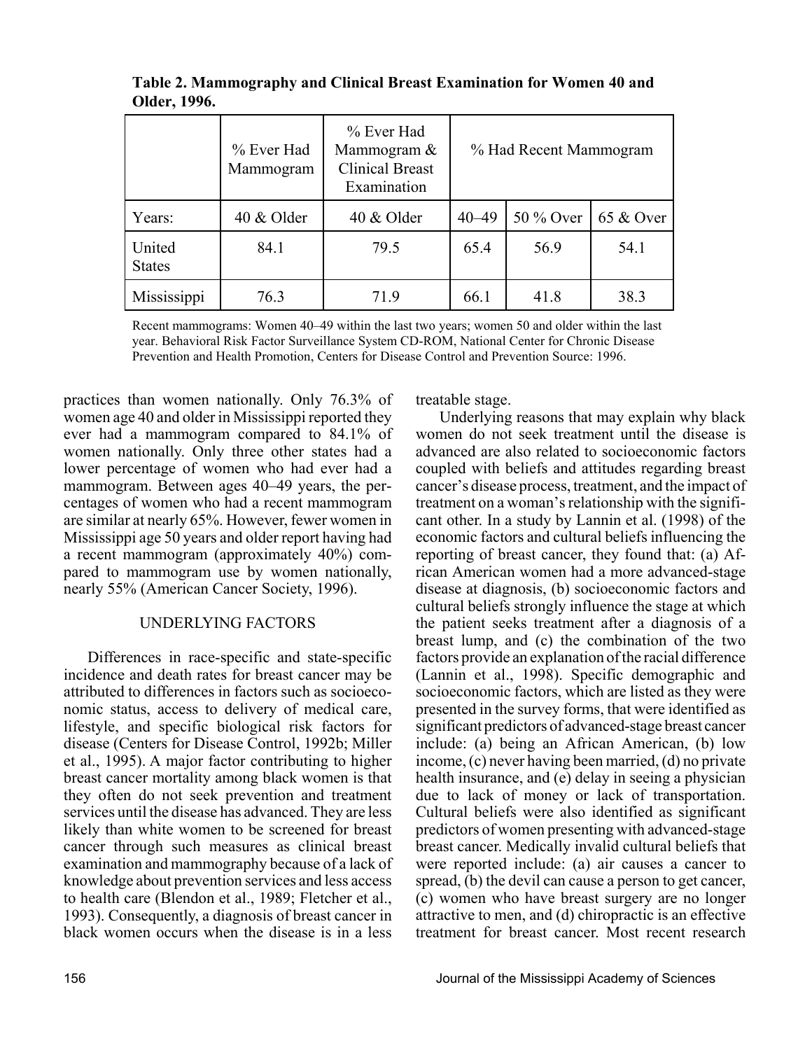**Table 2. Mammography and Clinical Breast Examination for Women 40 and Older, 1996.**

| | % Ever Had Mammogram | % Ever Had Mammogram & Clinical Breast Examination | % Had Recent Mammogram | | |
|---|---|---|---|---|---|
| Years: | 40 & Older | 40 & Older | 40–49 | 50 % Over | 65 & Over |
| United States | 84.1 | 79.5 | 65.4 | 56.9 | 54.1 |
| Mississippi | 76.3 | 71.9 | 66.1 | 41.8 | 38.3 |

Recent mammograms: Women 40–49 within the last two years; women 50 and older within the last year. Behavioral Risk Factor Surveillance System CD-ROM, National Center for Chronic Disease Prevention and Health Promotion, Centers for Disease Control and Prevention Source: 1996.

practices than women nationally. Only 76.3% of women age 40 and older in Mississippi reported they ever had a mammogram compared to 84.1% of women nationally. Only three other states had a lower percentage of women who had ever had a mammogram. Between ages 40–49 years, the percentages of women who had a recent mammogram are similar at nearly 65%. However, fewer women in Mississippi age 50 years and older report having had a recent mammogram (approximately 40%) compared to mammogram use by women nationally, nearly 55% (American Cancer Society, 1996).

## UNDERLYING FACTORS

Differences in race-specific and state-specific incidence and death rates for breast cancer may be attributed to differences in factors such as socioeconomic status, access to delivery of medical care, lifestyle, and specific biological risk factors for disease (Centers for Disease Control, 1992b; Miller et al., 1995). A major factor contributing to higher breast cancer mortality among black women is that they often do not seek prevention and treatment services until the disease has advanced. They are less likely than white women to be screened for breast cancer through such measures as clinical breast examination and mammography because of a lack of knowledge about prevention services and less access to health care (Blendon et al., 1989; Fletcher et al., 1993). Consequently, a diagnosis of breast cancer in black women occurs when the disease is in a less treatable stage.

Underlying reasons that may explain why black women do not seek treatment until the disease is advanced are also related to socioeconomic factors coupled with beliefs and attitudes regarding breast cancer's disease process, treatment, and the impact of treatment on a woman's relationship with the significant other. In a study by Lannin et al. (1998) of the economic factors and cultural beliefs influencing the reporting of breast cancer, they found that: (a) African American women had a more advanced-stage disease at diagnosis, (b) socioeconomic factors and cultural beliefs strongly influence the stage at which the patient seeks treatment after a diagnosis of a breast lump, and (c) the combination of the two factors provide an explanation of the racial difference (Lannin et al., 1998). Specific demographic and socioeconomic factors, which are listed as they were presented in the survey forms, that were identified as significant predictors of advanced-stage breast cancer include: (a) being an African American, (b) low income, (c) never having been married, (d) no private health insurance, and (e) delay in seeing a physician due to lack of money or lack of transportation. Cultural beliefs were also identified as significant predictors of women presenting with advanced-stage breast cancer. Medically invalid cultural beliefs that were reported include: (a) air causes a cancer to spread, (b) the devil can cause a person to get cancer, (c) women who have breast surgery are no longer attractive to men, and (d) chiropractic is an effective treatment for breast cancer. Most recent research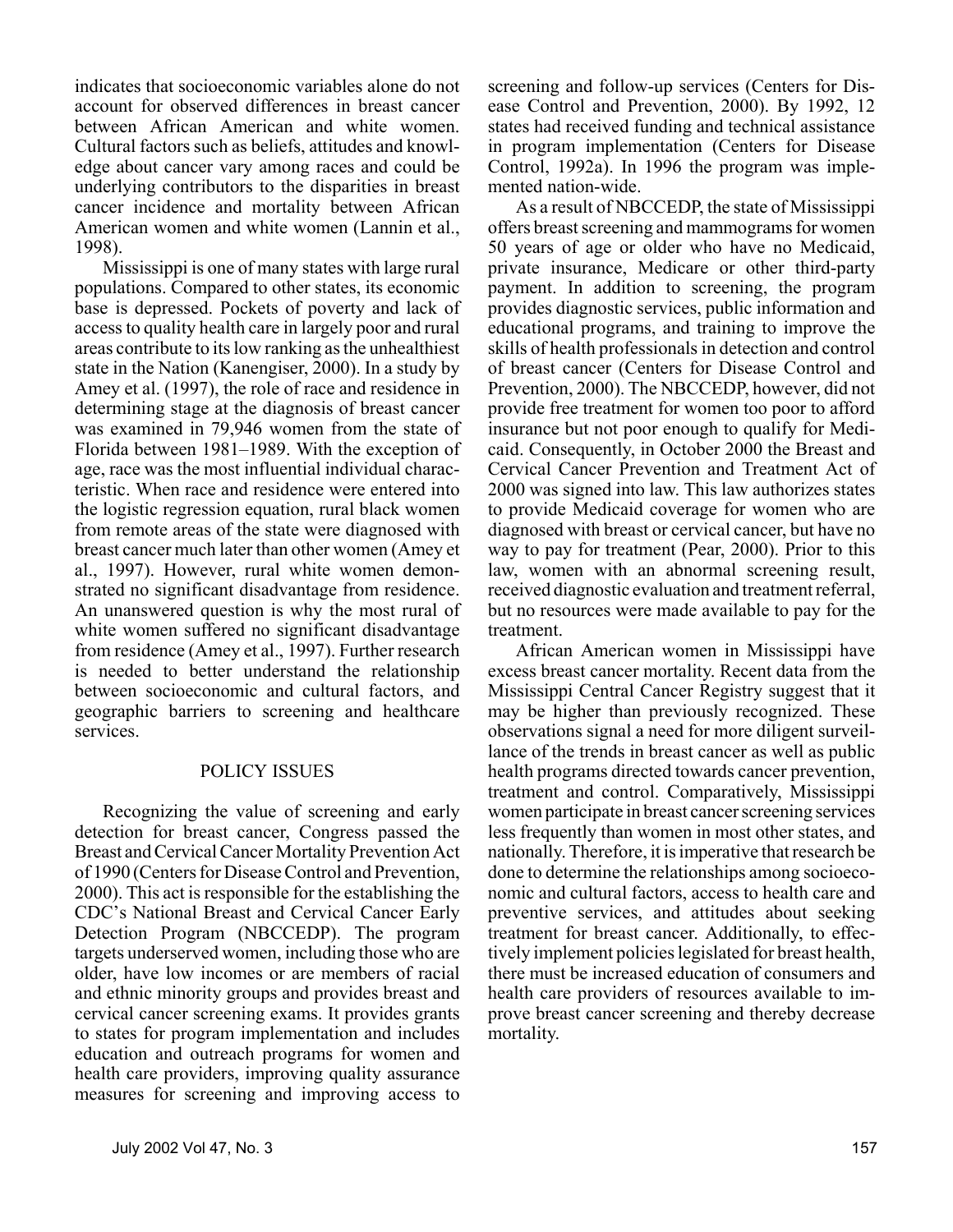indicates that socioeconomic variables alone do not account for observed differences in breast cancer between African American and white women. Cultural factors such as beliefs, attitudes and knowledge about cancer vary among races and could be underlying contributors to the disparities in breast cancer incidence and mortality between African American women and white women (Lannin et al., 1998).

Mississippi is one of many states with large rural populations. Compared to other states, its economic base is depressed. Pockets of poverty and lack of access to quality health care in largely poor and rural areas contribute to its low ranking as the unhealthiest state in the Nation (Kanengiser, 2000). In a study by Amey et al. (1997), the role of race and residence in determining stage at the diagnosis of breast cancer was examined in 79,946 women from the state of Florida between 1981–1989. With the exception of age, race was the most influential individual characteristic. When race and residence were entered into the logistic regression equation, rural black women from remote areas of the state were diagnosed with breast cancer much later than other women (Amey et al., 1997). However, rural white women demonstrated no significant disadvantage from residence. An unanswered question is why the most rural of white women suffered no significant disadvantage from residence (Amey et al., 1997). Further research is needed to better understand the relationship between socioeconomic and cultural factors, and geographic barriers to screening and healthcare services.

## POLICY ISSUES

Recognizing the value of screening and early detection for breast cancer, Congress passed the Breast and Cervical Cancer Mortality Prevention Act of 1990 (Centers for Disease Control and Prevention, 2000). This act is responsible for the establishing the CDC's National Breast and Cervical Cancer Early Detection Program (NBCCEDP). The program targets underserved women, including those who are older, have low incomes or are members of racial and ethnic minority groups and provides breast and cervical cancer screening exams. It provides grants to states for program implementation and includes education and outreach programs for women and health care providers, improving quality assurance measures for screening and improving access to screening and follow-up services (Centers for Disease Control and Prevention, 2000). By 1992, 12 states had received funding and technical assistance in program implementation (Centers for Disease Control, 1992a). In 1996 the program was implemented nation-wide.

As a result of NBCCEDP, the state of Mississippi offers breast screening and mammograms for women 50 years of age or older who have no Medicaid, private insurance, Medicare or other third-party payment. In addition to screening, the program provides diagnostic services, public information and educational programs, and training to improve the skills of health professionals in detection and control of breast cancer (Centers for Disease Control and Prevention, 2000). The NBCCEDP, however, did not provide free treatment for women too poor to afford insurance but not poor enough to qualify for Medicaid. Consequently, in October 2000 the Breast and Cervical Cancer Prevention and Treatment Act of 2000 was signed into law. This law authorizes states to provide Medicaid coverage for women who are diagnosed with breast or cervical cancer, but have no way to pay for treatment (Pear, 2000). Prior to this law, women with an abnormal screening result, received diagnostic evaluation and treatment referral, but no resources were made available to pay for the treatment.

African American women in Mississippi have excess breast cancer mortality. Recent data from the Mississippi Central Cancer Registry suggest that it may be higher than previously recognized. These observations signal a need for more diligent surveillance of the trends in breast cancer as well as public health programs directed towards cancer prevention, treatment and control. Comparatively, Mississippi women participate in breast cancer screening services less frequently than women in most other states, and nationally. Therefore, it is imperative that research be done to determine the relationships among socioeconomic and cultural factors, access to health care and preventive services, and attitudes about seeking treatment for breast cancer. Additionally, to effectively implement policies legislated for breast health, there must be increased education of consumers and health care providers of resources available to improve breast cancer screening and thereby decrease mortality.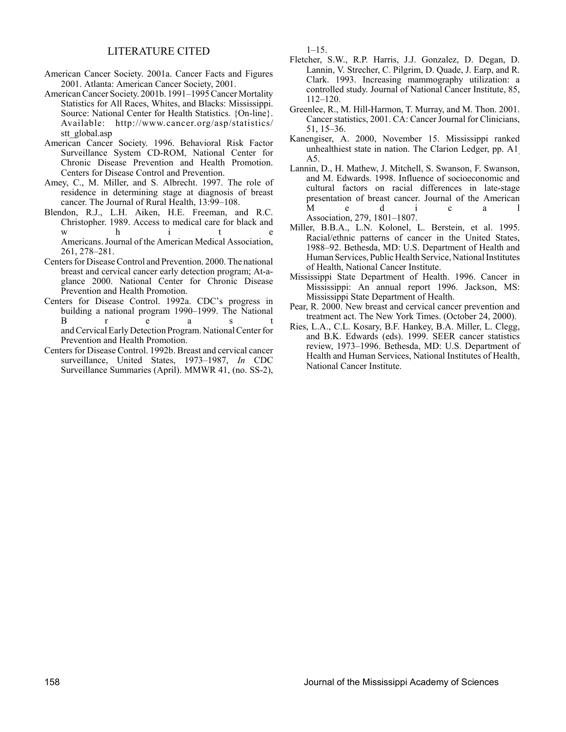## LITERATURE CITED

American Cancer Society. 2001a. Cancer Facts and Figures 2001. Atlanta: American Cancer Society, 2001.

American Cancer Society. 2001b. 1991–1995 Cancer Mortality Statistics for All Races, Whites, and Blacks: Mississippi. Source: National Center for Health Statistics. {On-line}. Available: http://www.cancer.org/asp/statistics/stt_global.asp

American Cancer Society. 1996. Behavioral Risk Factor Surveillance System CD-ROM, National Center for Chronic Disease Prevention and Health Promotion. Centers for Disease Control and Prevention.

Amey, C., M. Miller, and S. Albrecht. 1997. The role of residence in determining stage at diagnosis of breast cancer. The Journal of Rural Health, 13:99–108.

Blendon, R.J., L.H. Aiken, H.E. Freeman, and R.C. Christopher. 1989. Access to medical care for black and white Americans. Journal of the American Medical Association, 261, 278–281.

Centers for Disease Control and Prevention. 2000. The national breast and cervical cancer early detection program; At-a-glance 2000. National Center for Chronic Disease Prevention and Health Promotion.

Centers for Disease Control. 1992a. CDC's progress in building a national program 1990–1999. The National Breast and Cervical Early Detection Program. National Center for Prevention and Health Promotion.

Centers for Disease Control. 1992b. Breast and cervical cancer surveillance, United States, 1973–1987, *In* CDC Surveillance Summaries (April). MMWR 41, (no. SS-2), 1–15.

Fletcher, S.W., R.P. Harris, J.J. Gonzalez, D. Degan, D. Lannin, V. Strecher, C. Pilgrim, D. Quade, J. Earp, and R. Clark. 1993. Increasing mammography utilization: a controlled study. Journal of National Cancer Institute, 85, 112–120.

Greenlee, R., M. Hill-Harmon, T. Murray, and M. Thon. 2001. Cancer statistics, 2001. CA: Cancer Journal for Clinicians, 51, 15–36.

Kanengiser, A. 2000, November 15. Mississippi ranked unhealthiest state in nation. The Clarion Ledger, pp. A1, A5.

Lannin, D., H. Mathew, J. Mitchell, S. Swanson, F. Swanson, and M. Edwards. 1998. Influence of socioeconomic and cultural factors on racial differences in late-stage presentation of breast cancer. Journal of the American Medical Association, 279, 1801–1807.

Miller, B.B.A., L.N. Kolonel, L. Berstein, et al. 1995. Racial/ethnic patterns of cancer in the United States, 1988–92. Bethesda, MD: U.S. Department of Health and Human Services, Public Health Service, National Institutes of Health, National Cancer Institute.

Mississippi State Department of Health. 1996. Cancer in Mississippi: An annual report 1996. Jackson, MS: Mississippi State Department of Health.

Pear, R. 2000. New breast and cervical cancer prevention and treatment act. The New York Times. (October 24, 2000).

Ries, L.A., C.L. Kosary, B.F. Hankey, B.A. Miller, L. Clegg, and B.K. Edwards (eds). 1999. SEER cancer statistics review, 1973–1996. Bethesda, MD: U.S. Department of Health and Human Services, National Institutes of Health, National Cancer Institute.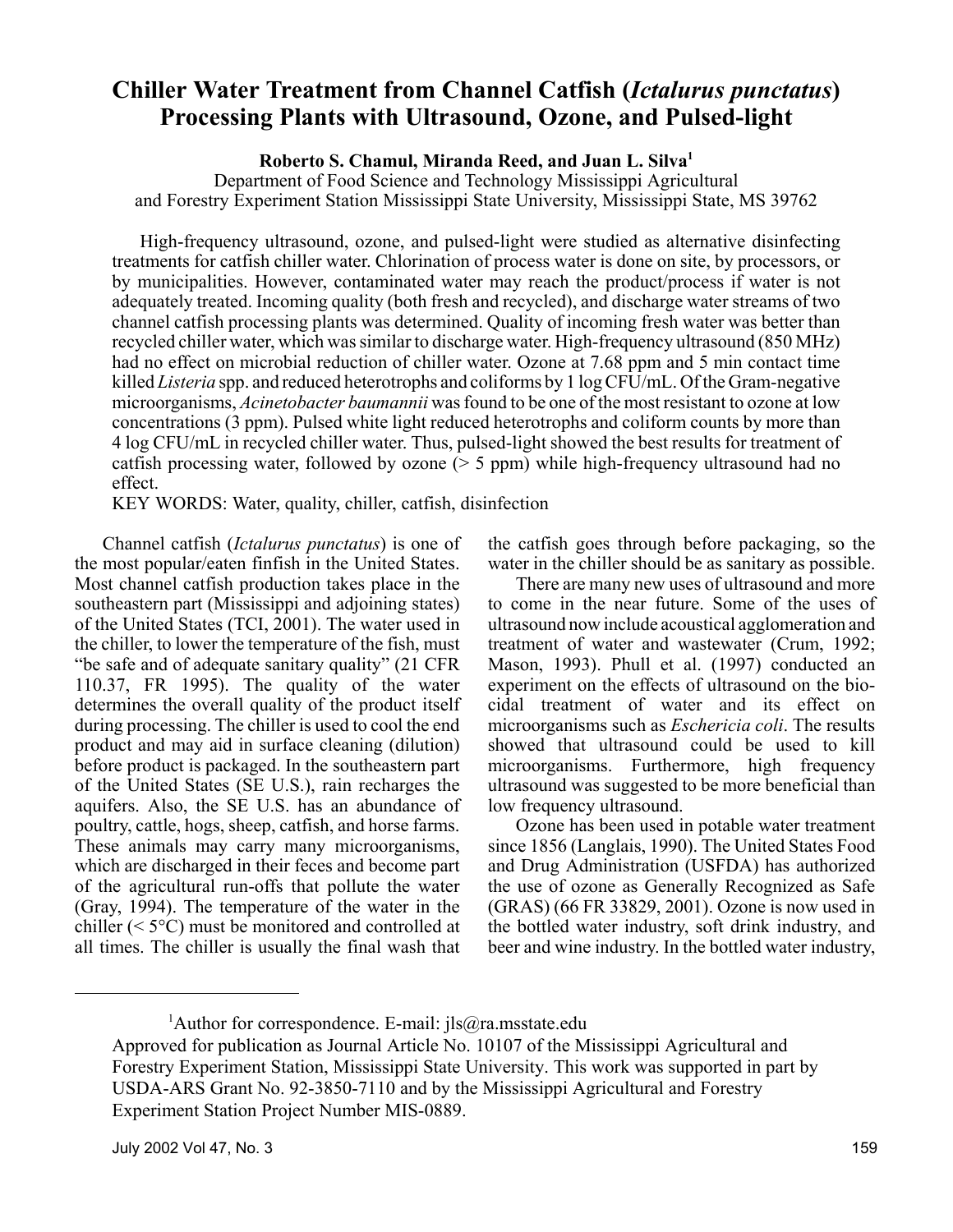# Chiller Water Treatment from Channel Catfish (*Ictalurus punctatus*) Processing Plants with Ultrasound, Ozone, and Pulsed-light

**Roberto S. Chamul, Miranda Reed, and Juan L. Silva[1]**

Department of Food Science and Technology Mississippi Agricultural and Forestry Experiment Station Mississippi State University, Mississippi State, MS 39762

High-frequency ultrasound, ozone, and pulsed-light were studied as alternative disinfecting treatments for catfish chiller water. Chlorination of process water is done on site, by processors, or by municipalities. However, contaminated water may reach the product/process if water is not adequately treated. Incoming quality (both fresh and recycled), and discharge water streams of two channel catfish processing plants was determined. Quality of incoming fresh water was better than recycled chiller water, which was similar to discharge water. High-frequency ultrasound (850 MHz) had no effect on microbial reduction of chiller water. Ozone at 7.68 ppm and 5 min contact time killed *Listeria* spp. and reduced heterotrophs and coliforms by 1 log CFU/mL. Of the Gram-negative microorganisms, *Acinetobacter baumannii* was found to be one of the most resistant to ozone at low concentrations (3 ppm). Pulsed white light reduced heterotrophs and coliform counts by more than 4 log CFU/mL in recycled chiller water. Thus, pulsed-light showed the best results for treatment of catfish processing water, followed by ozone (> 5 ppm) while high-frequency ultrasound had no effect.

KEY WORDS: Water, quality, chiller, catfish, disinfection

Channel catfish (*Ictalurus punctatus*) is one of the most popular/eaten finfish in the United States. Most channel catfish production takes place in the southeastern part (Mississippi and adjoining states) of the United States (TCI, 2001). The water used in the chiller, to lower the temperature of the fish, must "be safe and of adequate sanitary quality" (21 CFR 110.37, FR 1995). The quality of the water determines the overall quality of the product itself during processing. The chiller is used to cool the end product and may aid in surface cleaning (dilution) before product is packaged. In the southeastern part of the United States (SE U.S.), rain recharges the aquifers. Also, the SE U.S. has an abundance of poultry, cattle, hogs, sheep, catfish, and horse farms. These animals may carry many microorganisms, which are discharged in their feces and become part of the agricultural run-offs that pollute the water (Gray, 1994). The temperature of the water in the chiller (< 5°C) must be monitored and controlled at all times. The chiller is usually the final wash that the catfish goes through before packaging, so the water in the chiller should be as sanitary as possible.

There are many new uses of ultrasound and more to come in the near future. Some of the uses of ultrasound now include acoustical agglomeration and treatment of water and wastewater (Crum, 1992; Mason, 1993). Phull et al. (1997) conducted an experiment on the effects of ultrasound on the biocidal treatment of water and its effect on microorganisms such as *Eschericia coli*. The results showed that ultrasound could be used to kill microorganisms. Furthermore, high frequency ultrasound was suggested to be more beneficial than low frequency ultrasound.

Ozone has been used in potable water treatment since 1856 (Langlais, 1990). The United States Food and Drug Administration (USFDA) has authorized the use of ozone as Generally Recognized as Safe (GRAS) (66 FR 33829, 2001). Ozone is now used in the bottled water industry, soft drink industry, and beer and wine industry. In the bottled water industry,

---

[1]Author for correspondence. E-mail: jls@ra.msstate.edu

Approved for publication as Journal Article No. 10107 of the Mississippi Agricultural and Forestry Experiment Station, Mississippi State University. This work was supported in part by USDA-ARS Grant No. 92-3850-7110 and by the Mississippi Agricultural and Forestry Experiment Station Project Number MIS-0889.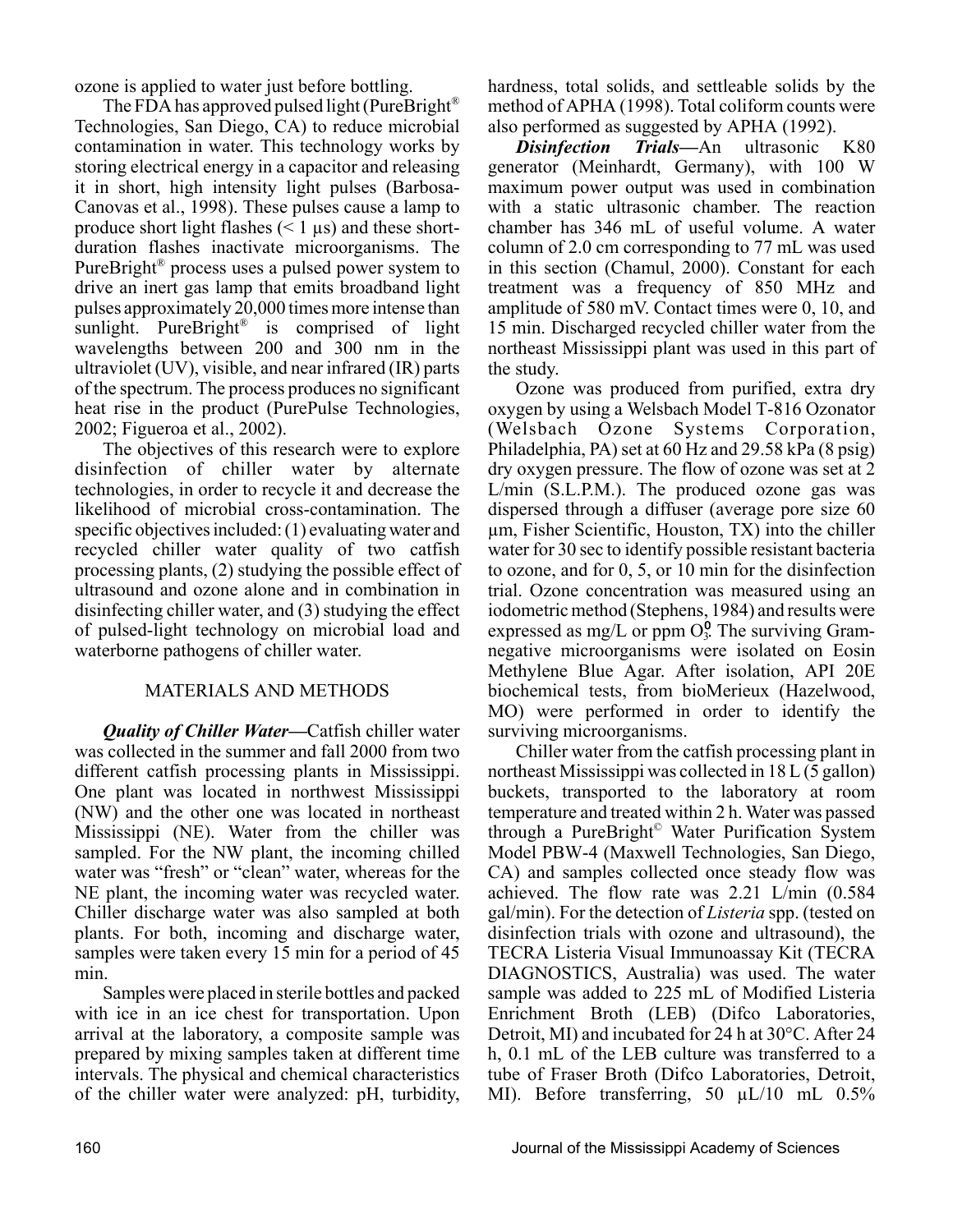ozone is applied to water just before bottling.

The FDA has approved pulsed light (PureBright® Technologies, San Diego, CA) to reduce microbial contamination in water. This technology works by storing electrical energy in a capacitor and releasing it in short, high intensity light pulses (Barbosa-Canovas et al., 1998). These pulses cause a lamp to produce short light flashes (< 1 μs) and these short-duration flashes inactivate microorganisms. The PureBright® process uses a pulsed power system to drive an inert gas lamp that emits broadband light pulses approximately 20,000 times more intense than sunlight. PureBright® is comprised of light wavelengths between 200 and 300 nm in the ultraviolet (UV), visible, and near infrared (IR) parts of the spectrum. The process produces no significant heat rise in the product (PurePulse Technologies, 2002; Figueroa et al., 2002).

The objectives of this research were to explore disinfection of chiller water by alternate technologies, in order to recycle it and decrease the likelihood of microbial cross-contamination. The specific objectives included: (1) evaluating water and recycled chiller water quality of two catfish processing plants, (2) studying the possible effect of ultrasound and ozone alone and in combination in disinfecting chiller water, and (3) studying the effect of pulsed-light technology on microbial load and waterborne pathogens of chiller water.

## MATERIALS AND METHODS

***Quality of Chiller Water***—Catfish chiller water was collected in the summer and fall 2000 from two different catfish processing plants in Mississippi. One plant was located in northwest Mississippi (NW) and the other one was located in northeast Mississippi (NE). Water from the chiller was sampled. For the NW plant, the incoming chilled water was "fresh" or "clean" water, whereas for the NE plant, the incoming water was recycled water. Chiller discharge water was also sampled at both plants. For both, incoming and discharge water, samples were taken every 15 min for a period of 45 min.

Samples were placed in sterile bottles and packed with ice in an ice chest for transportation. Upon arrival at the laboratory, a composite sample was prepared by mixing samples taken at different time intervals. The physical and chemical characteristics of the chiller water were analyzed: pH, turbidity, hardness, total solids, and settleable solids by the method of APHA (1998). Total coliform counts were also performed as suggested by APHA (1992).

***Disinfection Trials***—An ultrasonic K80 generator (Meinhardt, Germany), with 100 W maximum power output was used in combination with a static ultrasonic chamber. The reaction chamber has 346 mL of useful volume. A water column of 2.0 cm corresponding to 77 mL was used in this section (Chamul, 2000). Constant for each treatment was a frequency of 850 MHz and amplitude of 580 mV. Contact times were 0, 10, and 15 min. Discharged recycled chiller water from the northeast Mississippi plant was used in this part of the study.

Ozone was produced from purified, extra dry oxygen by using a Welsbach Model T-816 Ozonator (Welsbach Ozone Systems Corporation, Philadelphia, PA) set at 60 Hz and 29.58 kPa (8 psig) dry oxygen pressure. The flow of ozone was set at 2 L/min (S.L.P.M.). The produced ozone gas was dispersed through a diffuser (average pore size 60 μm, Fisher Scientific, Houston, TX) into the chiller water for 30 sec to identify possible resistant bacteria to ozone, and for 0, 5, or 10 min for the disinfection trial. Ozone concentration was measured using an iodometric method (Stephens, 1984) and results were expressed as mg/L or ppm $O_3^0$. The surviving Gram-negative microorganisms were isolated on Eosin Methylene Blue Agar. After isolation, API 20E biochemical tests, from bioMerieux (Hazelwood, MO) were performed in order to identify the surviving microorganisms.

Chiller water from the catfish processing plant in northeast Mississippi was collected in 18 L (5 gallon) buckets, transported to the laboratory at room temperature and treated within 2 h. Water was passed through a PureBright© Water Purification System Model PBW-4 (Maxwell Technologies, San Diego, CA) and samples collected once steady flow was achieved. The flow rate was 2.21 L/min (0.584 gal/min). For the detection of *Listeria* spp. (tested on disinfection trials with ozone and ultrasound), the TECRA Listeria Visual Immunoassay Kit (TECRA DIAGNOSTICS, Australia) was used. The water sample was added to 225 mL of Modified Listeria Enrichment Broth (LEB) (Difco Laboratories, Detroit, MI) and incubated for 24 h at 30°C. After 24 h, 0.1 mL of the LEB culture was transferred to a tube of Fraser Broth (Difco Laboratories, Detroit, MI). Before transferring, 50 μL/10 mL 0.5%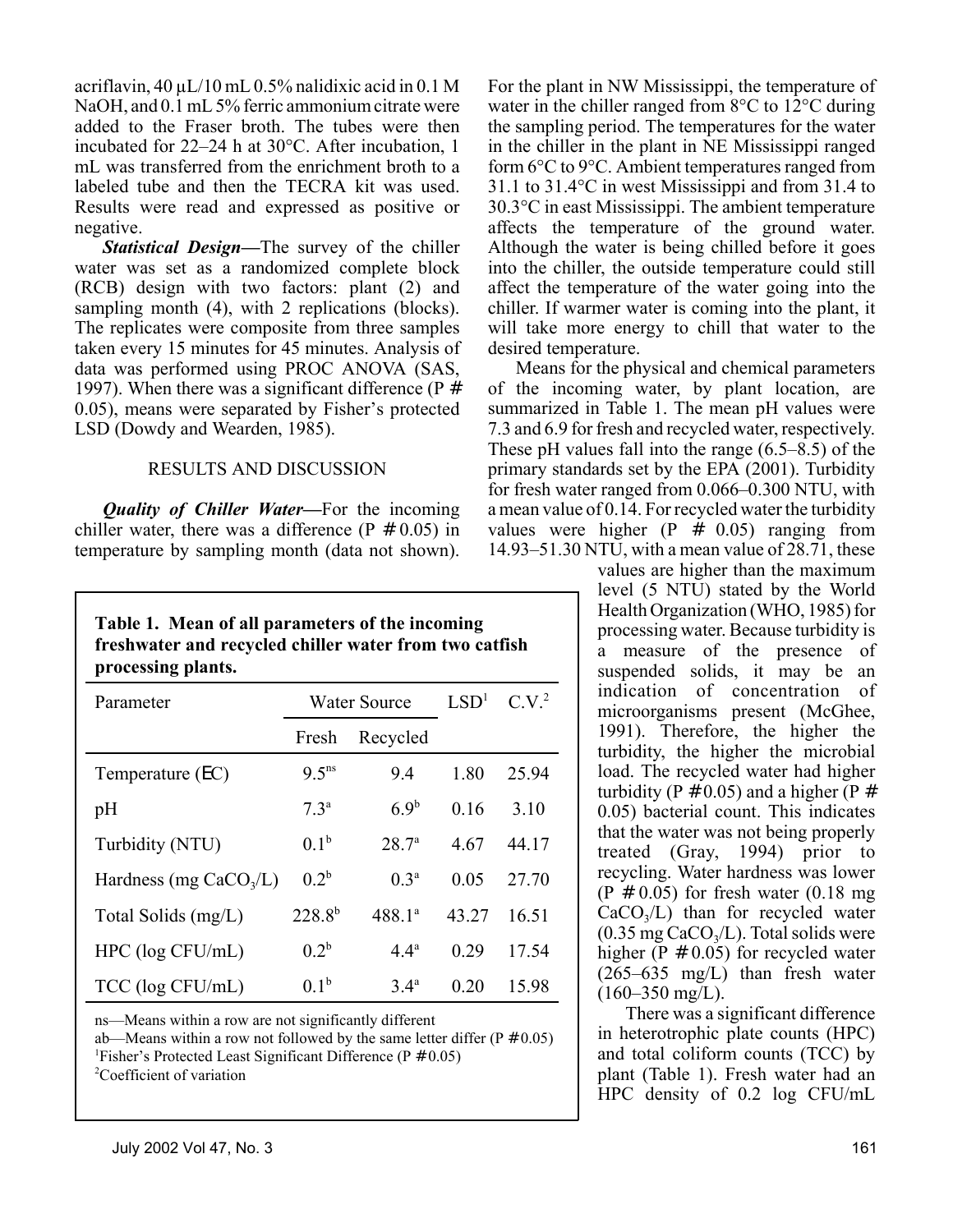acriflavin, 40 µL/10 mL 0.5% nalidixic acid in 0.1 M NaOH, and 0.1 mL 5% ferric ammonium citrate were added to the Fraser broth. The tubes were then incubated for 22–24 h at 30°C. After incubation, 1 mL was transferred from the enrichment broth to a labeled tube and then the TECRA kit was used. Results were read and expressed as positive or negative.

***Statistical Design***—The survey of the chiller water was set as a randomized complete block (RCB) design with two factors: plant (2) and sampling month (4), with 2 replications (blocks). The replicates were composite from three samples taken every 15 minutes for 45 minutes. Analysis of data was performed using PROC ANOVA (SAS, 1997). When there was a significant difference ($P \leq 0.05$), means were separated by Fisher's protected LSD (Dowdy and Wearden, 1985).

## RESULTS AND DISCUSSION

***Quality of Chiller Water***—For the incoming chiller water, there was a difference ($P \leq 0.05$) in temperature by sampling month (data not shown). For the plant in NW Mississippi, the temperature of water in the chiller ranged from 8°C to 12°C during the sampling period. The temperatures for the water in the chiller in the plant in NE Mississippi ranged form 6°C to 9°C. Ambient temperatures ranged from 31.1 to 31.4°C in west Mississippi and from 31.4 to 30.3°C in east Mississippi. The ambient temperature affects the temperature of the ground water. Although the water is being chilled before it goes into the chiller, the outside temperature could still affect the temperature of the water going into the chiller. If warmer water is coming into the plant, it will take more energy to chill that water to the desired temperature.

Means for the physical and chemical parameters of the incoming water, by plant location, are summarized in Table 1. The mean pH values were 7.3 and 6.9 for fresh and recycled water, respectively. These pH values fall into the range (6.5–8.5) of the primary standards set by the EPA (2001). Turbidity for fresh water ranged from 0.066–0.300 NTU, with a mean value of 0.14. For recycled water the turbidity values were higher ($P \leq 0.05$) ranging from 14.93–51.30 NTU, with a mean value of 28.71, these values are higher than the maximum level (5 NTU) stated by the World Health Organization (WHO, 1985) for processing water. Because turbidity is a measure of the presence of suspended solids, it may be an indication of concentration of microorganisms present (McGhee, 1991). Therefore, the higher the turbidity, the higher the microbial load. The recycled water had higher turbidity ($P \leq 0.05$) and a higher ($P \leq 0.05$) bacterial count. This indicates that the water was not being properly treated (Gray, 1994) prior to recycling. Water hardness was lower ($P \leq 0.05$) for fresh water (0.18 mg $CaCO_3$/L) than for recycled water (0.35 mg $CaCO_3$/L). Total solids were higher ($P \leq 0.05$) for recycled water (265–635 mg/L) than fresh water (160–350 mg/L).

**Table 1. Mean of all parameters of the incoming freshwater and recycled chiller water from two catfish processing plants.**

| Parameter | Water Source | | LSD[1] | C.V.[2] |
|---|---|---|---|---|
| | Fresh | Recycled | | |
| Temperature (°C) | 9.5[ns] | 9.4 | 1.80 | 25.94 |
| pH | 7.3[a] | 6.9[b] | 0.16 | 3.10 |
| Turbidity (NTU) | 0.1[b] | 28.7[a] | 4.67 | 44.17 |
| Hardness (mg $CaCO_3$/L) | 0.2[b] | 0.3[a] | 0.05 | 27.70 |
| Total Solids (mg/L) | 228.8[b] | 488.1[a] | 43.27 | 16.51 |
| HPC (log CFU/mL) | 0.2[b] | 4.4[a] | 0.29 | 17.54 |
| TCC (log CFU/mL) | 0.1[b] | 3.4[a] | 0.20 | 15.98 |

ns—Means within a row are not significantly different
ab—Means within a row not followed by the same letter differ ($P \leq 0.05$)
[1]Fisher's Protected Least Significant Difference ($P \leq 0.05$)
[2]Coefficient of variation

There was a significant difference in heterotrophic plate counts (HPC) and total coliform counts (TCC) by plant (Table 1). Fresh water had an HPC density of 0.2 log CFU/mL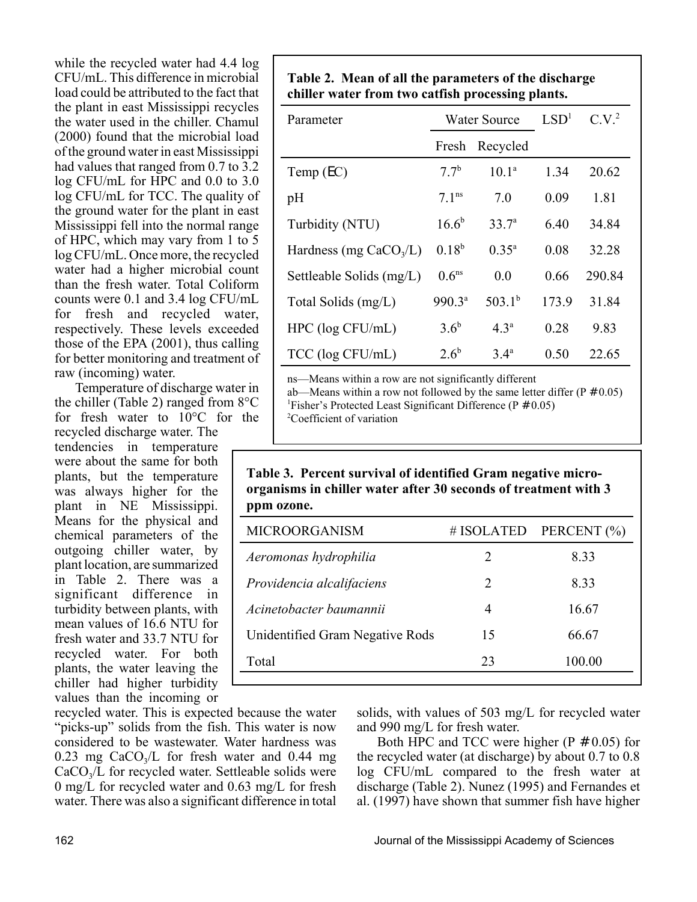while the recycled water had 4.4 log CFU/mL. This difference in microbial load could be attributed to the fact that the plant in east Mississippi recycles the water used in the chiller. Chamul (2000) found that the microbial load of the ground water in east Mississippi had values that ranged from 0.7 to 3.2 log CFU/mL for HPC and 0.0 to 3.0 log CFU/mL for TCC. The quality of the ground water for the plant in east Mississippi fell into the normal range of HPC, which may vary from 1 to 5 log CFU/mL. Once more, the recycled water had a higher microbial count than the fresh water. Total Coliform counts were 0.1 and 3.4 log CFU/mL for fresh and recycled water, respectively. These levels exceeded those of the EPA (2001), thus calling for better monitoring and treatment of raw (incoming) water.

Temperature of discharge water in the chiller (Table 2) ranged from 8°C for fresh water to 10°C for the recycled discharge water. The tendencies in temperature were about the same for both plants, but the temperature was always higher for the plant in NE Mississippi. Means for the physical and chemical parameters of the outgoing chiller water, by plant location, are summarized in Table 2. There was a significant difference in turbidity between plants, with mean values of 16.6 NTU for fresh water and 33.7 NTU for recycled water. For both plants, the water leaving the chiller had higher turbidity values than the incoming or recycled water. This is expected because the water "picks-up" solids from the fish. This water is now considered to be wastewater. Water hardness was 0.23 mg $CaCO_3$/L for fresh water and 0.44 mg $CaCO_3$/L for recycled water. Settleable solids were 0 mg/L for recycled water and 0.63 mg/L for fresh water. There was also a significant difference in total solids, with values of 503 mg/L for recycled water and 990 mg/L for fresh water.

Both HPC and TCC were higher ($P \leq 0.05$) for the recycled water (at discharge) by about 0.7 to 0.8 log CFU/mL compared to the fresh water at discharge (Table 2). Nunez (1995) and Fernandes et al. (1997) have shown that summer fish have higher

**Table 2. Mean of all the parameters of the discharge chiller water from two catfish processing plants.**

| Parameter | Water Source | | LSD[1] | C.V.[2] |
|---|---|---|---|---|
| | Fresh | Recycled | | |
| Temp (°C) | $7.7^b$ | $10.1^a$ | 1.34 | 20.62 |
| pH | $7.1^{ns}$ | 7.0 | 0.09 | 1.81 |
| Turbidity (NTU) | $16.6^b$ | $33.7^a$ | 6.40 | 34.84 |
| Hardness (mg $CaCO_3$/L) | $0.18^b$ | $0.35^a$ | 0.08 | 32.28 |
| Settleable Solids (mg/L) | $0.6^{ns}$ | 0.0 | 0.66 | 290.84 |
| Total Solids (mg/L) | $990.3^a$ | $503.1^b$ | 173.9 | 31.84 |
| HPC (log CFU/mL) | $3.6^b$ | $4.3^a$ | 0.28 | 9.83 |
| TCC (log CFU/mL) | $2.6^b$ | $3.4^a$ | 0.50 | 22.65 |

ns—Means within a row are not significantly different
ab—Means within a row not followed by the same letter differ ($P \leq 0.05$)
[1]Fisher's Protected Least Significant Difference ($P \leq 0.05$)
[2]Coefficient of variation

**Table 3. Percent survival of identified Gram negative microorganisms in chiller water after 30 seconds of treatment with 3 ppm ozone.**

| MICROORGANISM | # ISOLATED | PERCENT (%) |
|---|---|---|
| *Aeromonas hydrophilia* | 2 | 8.33 |
| *Providencia alcalifaciens* | 2 | 8.33 |
| *Acinetobacter baumannii* | 4 | 16.67 |
| Unidentified Gram Negative Rods | 15 | 66.67 |
| Total | 23 | 100.00 |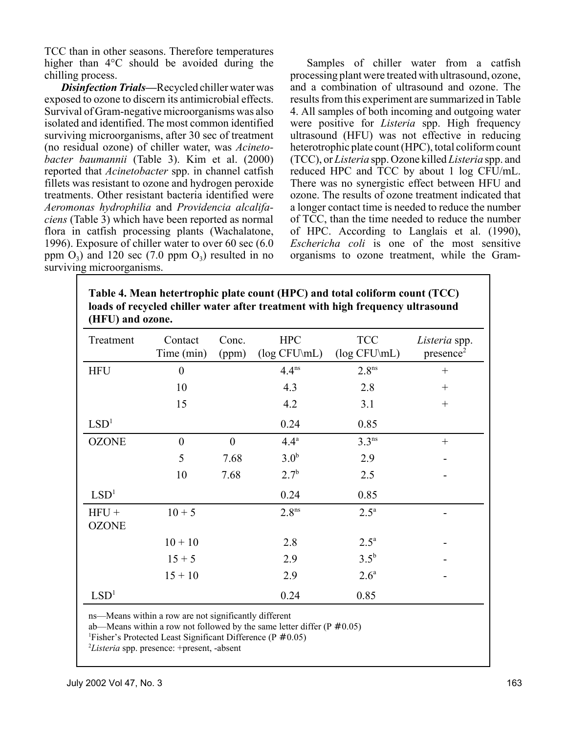TCC than in other seasons. Therefore temperatures higher than 4°C should be avoided during the chilling process.

***Disinfection Trials*—**Recycled chiller water was exposed to ozone to discern its antimicrobial effects. Survival of Gram-negative microorganisms was also isolated and identified. The most common identified surviving microorganisms, after 30 sec of treatment (no residual ozone) of chiller water, was *Acinetobacter baumannii* (Table 3). Kim et al. (2000) reported that *Acinetobacter* spp. in channel catfish fillets was resistant to ozone and hydrogen peroxide treatments. Other resistant bacteria identified were *Aeromonas hydrophilia* and *Providencia alcalifaciens* (Table 3) which have been reported as normal flora in catfish processing plants (Wachalatone, 1996). Exposure of chiller water to over 60 sec (6.0 ppm $O_3$) and 120 sec (7.0 ppm $O_3$) resulted in no surviving microorganisms.

Samples of chiller water from a catfish processing plant were treated with ultrasound, ozone, and a combination of ultrasound and ozone. The results from this experiment are summarized in Table 4. All samples of both incoming and outgoing water were positive for *Listeria* spp. High frequency ultrasound (HFU) was not effective in reducing heterotrophic plate count (HPC), total coliform count (TCC), or *Listeria* spp. Ozone killed *Listeria* spp. and reduced HPC and TCC by about 1 log CFU/mL. There was no synergistic effect between HFU and ozone. The results of ozone treatment indicated that a longer contact time is needed to reduce the number of TCC, than the time needed to reduce the number of HPC. According to Langlais et al. (1990), *Eschericha coli* is one of the most sensitive organisms to ozone treatment, while the Gram-

**Table 4. Mean hetertrophic plate count (HPC) and total coliform count (TCC) loads of recycled chiller water after treatment with high frequency ultrasound (HFU) and ozone.**

| Treatment | Contact Time (min) | Conc. (ppm) | HPC (log CFU\mL) | TCC (log CFU\mL) | *Listeria* spp. presence[2] |
|---|---|---|---|---|---|
| HFU | 0 | | $4.4^{ns}$ | $2.8^{ns}$ | + |
| | 10 | | 4.3 | 2.8 | + |
| | 15 | | 4.2 | 3.1 | + |
| LSD[1] | | | 0.24 | 0.85 | |
| OZONE | 0 | 0 | $4.4^{a}$ | $3.3^{ns}$ | + |
| | 5 | 7.68 | $3.0^{b}$ | 2.9 | - |
| | 10 | 7.68 | $2.7^{b}$ | 2.5 | - |
| LSD[1] | | | 0.24 | 0.85 | |
| HFU + OZONE | 10 + 5 | | $2.8^{ns}$ | $2.5^{a}$ | - |
| | 10 + 10 | | 2.8 | $2.5^{a}$ | - |
| | 15 + 5 | | 2.9 | $3.5^{b}$ | - |
| | 15 + 10 | | 2.9 | $2.6^{a}$ | - |
| LSD[1] | | | 0.24 | 0.85 | |

ns—Means within a row are not significantly different

ab—Means within a row not followed by the same letter differ (P #0.05)

[1]Fisher's Protected Least Significant Difference (P #0.05)

[2]*Listeria* spp. presence: +present, -absent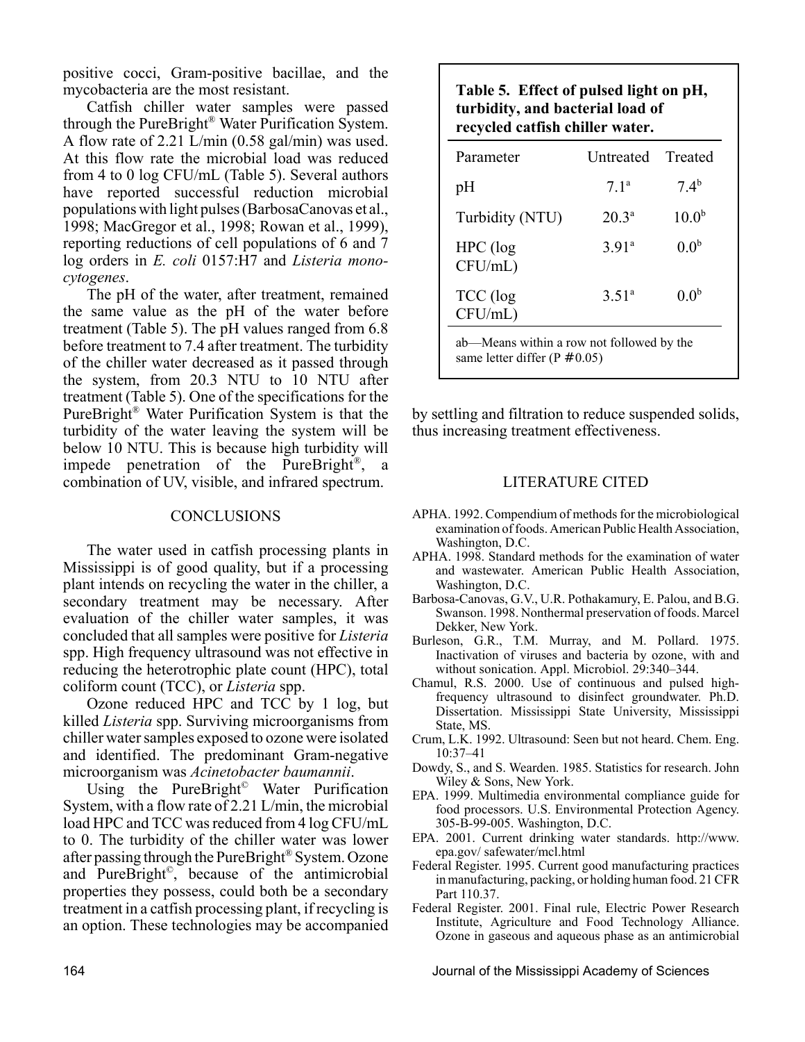positive cocci, Gram-positive bacillae, and the mycobacteria are the most resistant.

Catfish chiller water samples were passed through the PureBright® Water Purification System. A flow rate of 2.21 L/min (0.58 gal/min) was used. At this flow rate the microbial load was reduced from 4 to 0 log CFU/mL (Table 5). Several authors have reported successful reduction microbial populations with light pulses (BarbosaCanovas et al., 1998; MacGregor et al., 1998; Rowan et al., 1999), reporting reductions of cell populations of 6 and 7 log orders in *E. coli* 0157:H7 and *Listeria monocytogenes*.

The pH of the water, after treatment, remained the same value as the pH of the water before treatment (Table 5). The pH values ranged from 6.8 before treatment to 7.4 after treatment. The turbidity of the chiller water decreased as it passed through the system, from 20.3 NTU to 10 NTU after treatment (Table 5). One of the specifications for the PureBright® Water Purification System is that the turbidity of the water leaving the system will be below 10 NTU. This is because high turbidity will impede penetration of the PureBright®, a combination of UV, visible, and infrared spectrum.

**Table 5. Effect of pulsed light on pH, turbidity, and bacterial load of recycled catfish chiller water.**

| Parameter | Untreated | Treated |
|---|---|---|
| pH | $7.1^a$ | $7.4^b$ |
| Turbidity (NTU) | $20.3^a$ | $10.0^b$ |
| HPC (log CFU/mL) | $3.91^a$ | $0.0^b$ |
| TCC (log CFU/mL) | $3.51^a$ | $0.0^b$ |

ab—Means within a row not followed by the same letter differ ($P \leq 0.05$)

## CONCLUSIONS

The water used in catfish processing plants in Mississippi is of good quality, but if a processing plant intends on recycling the water in the chiller, a secondary treatment may be necessary. After evaluation of the chiller water samples, it was concluded that all samples were positive for *Listeria* spp. High frequency ultrasound was not effective in reducing the heterotrophic plate count (HPC), total coliform count (TCC), or *Listeria* spp.

Ozone reduced HPC and TCC by 1 log, but killed *Listeria* spp. Surviving microorganisms from chiller water samples exposed to ozone were isolated and identified. The predominant Gram-negative microorganism was *Acinetobacter baumannii*.

Using the PureBright© Water Purification System, with a flow rate of 2.21 L/min, the microbial load HPC and TCC was reduced from 4 log CFU/mL to 0. The turbidity of the chiller water was lower after passing through the PureBright® System. Ozone and PureBright©, because of the antimicrobial properties they possess, could both be a secondary treatment in a catfish processing plant, if recycling is an option. These technologies may be accompanied by settling and filtration to reduce suspended solids, thus increasing treatment effectiveness.

## LITERATURE CITED

APHA. 1992. Compendium of methods for the microbiological examination of foods. American Public Health Association, Washington, D.C.

APHA. 1998. Standard methods for the examination of water and wastewater. American Public Health Association, Washington, D.C.

Barbosa-Canovas, G.V., U.R. Pothakamury, E. Palou, and B.G. Swanson. 1998. Nonthermal preservation of foods. Marcel Dekker, New York.

Burleson, G.R., T.M. Murray, and M. Pollard. 1975. Inactivation of viruses and bacteria by ozone, with and without sonication. Appl. Microbiol. 29:340–344.

Chamul, R.S. 2000. Use of continuous and pulsed high-frequency ultrasound to disinfect groundwater. Ph.D. Dissertation. Mississippi State University, Mississippi State, MS.

Crum, L.K. 1992. Ultrasound: Seen but not heard. Chem. Eng. 10:37–41

Dowdy, S., and S. Wearden. 1985. Statistics for research. John Wiley & Sons, New York.

EPA. 1999. Multimedia environmental compliance guide for food processors. U.S. Environmental Protection Agency. 305-B-99-005. Washington, D.C.

EPA. 2001. Current drinking water standards. http://www.epa.gov/ safewater/mcl.html

Federal Register. 1995. Current good manufacturing practices in manufacturing, packing, or holding human food. 21 CFR Part 110.37.

Federal Register. 2001. Final rule, Electric Power Research Institute, Agriculture and Food Technology Alliance. Ozone in gaseous and aqueous phase as an antimicrobial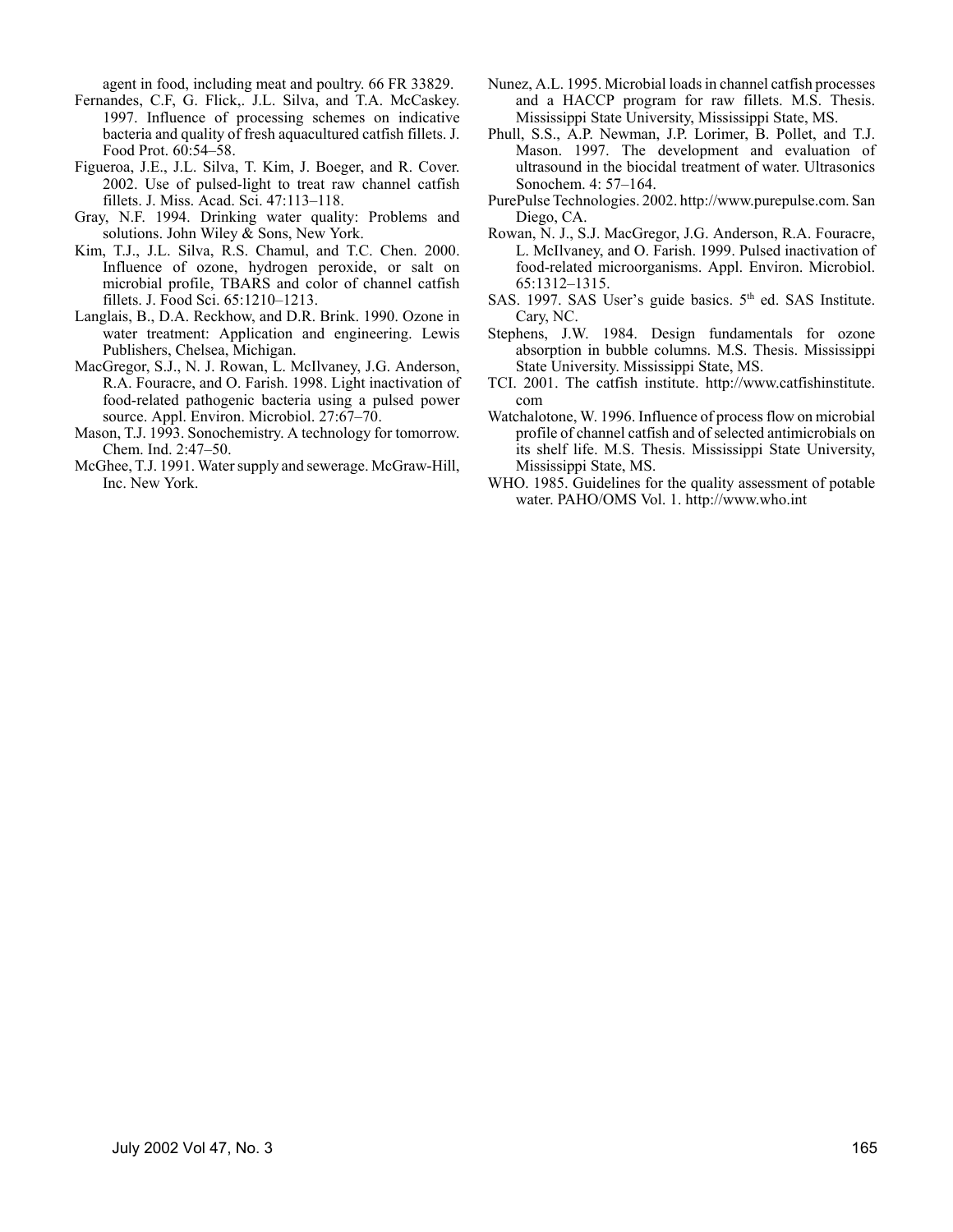agent in food, including meat and poultry. 66 FR 33829.

Fernandes, C.F, G. Flick,. J.L. Silva, and T.A. McCaskey. 1997. Influence of processing schemes on indicative bacteria and quality of fresh aquacultured catfish fillets. J. Food Prot. 60:54–58.

Figueroa, J.E., J.L. Silva, T. Kim, J. Boeger, and R. Cover. 2002. Use of pulsed-light to treat raw channel catfish fillets. J. Miss. Acad. Sci. 47:113–118.

Gray, N.F. 1994. Drinking water quality: Problems and solutions. John Wiley & Sons, New York.

Kim, T.J., J.L. Silva, R.S. Chamul, and T.C. Chen. 2000. Influence of ozone, hydrogen peroxide, or salt on microbial profile, TBARS and color of channel catfish fillets. J. Food Sci. 65:1210–1213.

Langlais, B., D.A. Reckhow, and D.R. Brink. 1990. Ozone in water treatment: Application and engineering. Lewis Publishers, Chelsea, Michigan.

MacGregor, S.J., N. J. Rowan, L. McIlvaney, J.G. Anderson, R.A. Fouracre, and O. Farish. 1998. Light inactivation of food-related pathogenic bacteria using a pulsed power source. Appl. Environ. Microbiol. 27:67–70.

Mason, T.J. 1993. Sonochemistry. A technology for tomorrow. Chem. Ind. 2:47–50.

McGhee, T.J. 1991. Water supply and sewerage. McGraw-Hill, Inc. New York.

Nunez, A.L. 1995. Microbial loads in channel catfish processes and a HACCP program for raw fillets. M.S. Thesis. Mississippi State University, Mississippi State, MS.

Phull, S.S., A.P. Newman, J.P. Lorimer, B. Pollet, and T.J. Mason. 1997. The development and evaluation of ultrasound in the biocidal treatment of water. Ultrasonics Sonochem. 4: 57–164.

PurePulse Technologies. 2002. http://www.purepulse.com. San Diego, CA.

Rowan, N. J., S.J. MacGregor, J.G. Anderson, R.A. Fouracre, L. McIlvaney, and O. Farish. 1999. Pulsed inactivation of food-related microorganisms. Appl. Environ. Microbiol. 65:1312–1315.

SAS. 1997. SAS User's guide basics. 5th ed. SAS Institute. Cary, NC.

Stephens, J.W. 1984. Design fundamentals for ozone absorption in bubble columns. M.S. Thesis. Mississippi State University. Mississippi State, MS.

TCI. 2001. The catfish institute. http://www.catfishinstitute.com

Watchalotone, W. 1996. Influence of process flow on microbial profile of channel catfish and of selected antimicrobials on its shelf life. M.S. Thesis. Mississippi State University, Mississippi State, MS.

WHO. 1985. Guidelines for the quality assessment of potable water. PAHO/OMS Vol. 1. http://www.who.int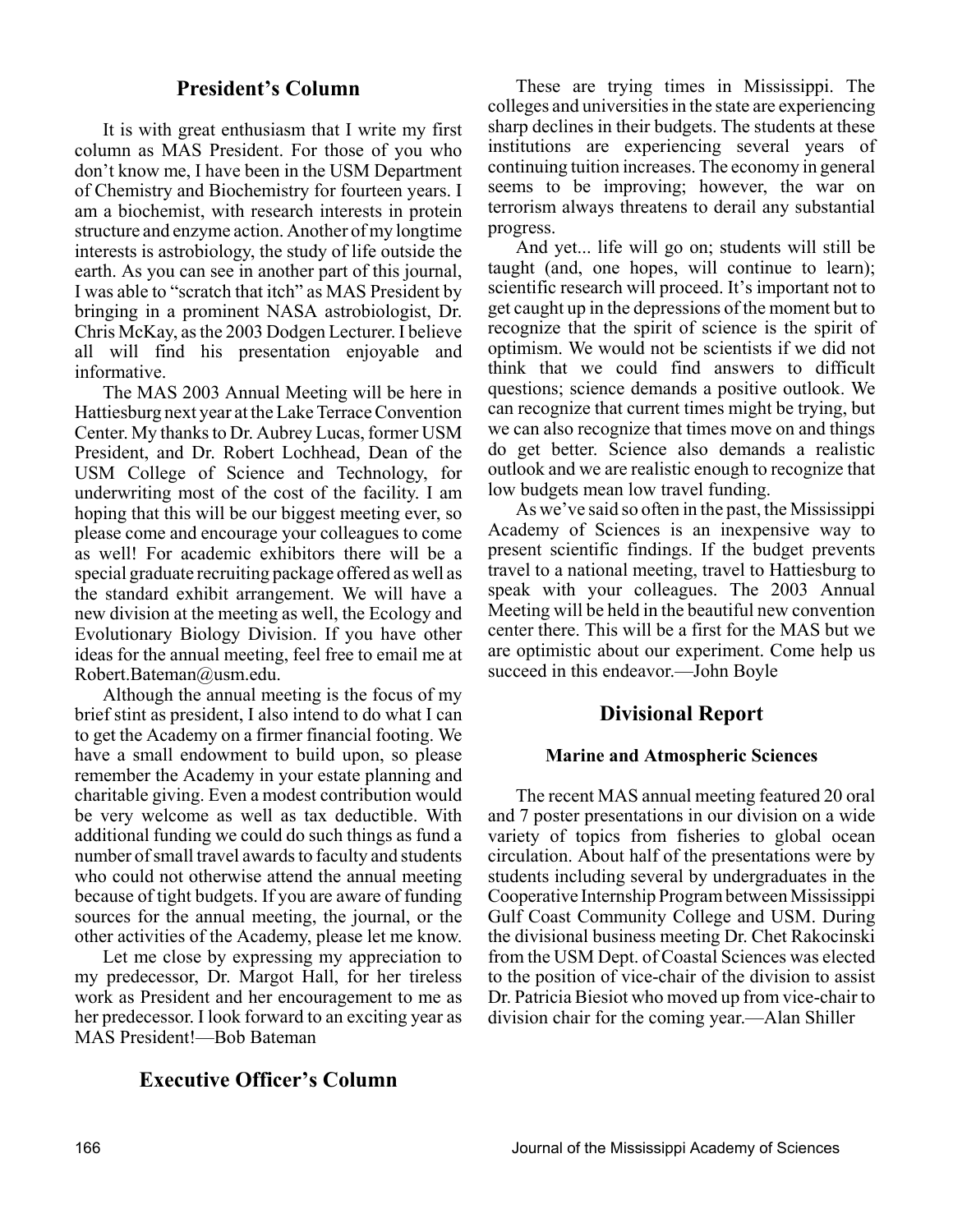## President's Column

It is with great enthusiasm that I write my first column as MAS President. For those of you who don't know me, I have been in the USM Department of Chemistry and Biochemistry for fourteen years. I am a biochemist, with research interests in protein structure and enzyme action. Another of my longtime interests is astrobiology, the study of life outside the earth. As you can see in another part of this journal, I was able to "scratch that itch" as MAS President by bringing in a prominent NASA astrobiologist, Dr. Chris McKay, as the 2003 Dodgen Lecturer. I believe all will find his presentation enjoyable and informative.

The MAS 2003 Annual Meeting will be here in Hattiesburg next year at the Lake Terrace Convention Center. My thanks to Dr. Aubrey Lucas, former USM President, and Dr. Robert Lochhead, Dean of the USM College of Science and Technology, for underwriting most of the cost of the facility. I am hoping that this will be our biggest meeting ever, so please come and encourage your colleagues to come as well! For academic exhibitors there will be a special graduate recruiting package offered as well as the standard exhibit arrangement. We will have a new division at the meeting as well, the Ecology and Evolutionary Biology Division. If you have other ideas for the annual meeting, feel free to email me at Robert.Bateman@usm.edu.

Although the annual meeting is the focus of my brief stint as president, I also intend to do what I can to get the Academy on a firmer financial footing. We have a small endowment to build upon, so please remember the Academy in your estate planning and charitable giving. Even a modest contribution would be very welcome as well as tax deductible. With additional funding we could do such things as fund a number of small travel awards to faculty and students who could not otherwise attend the annual meeting because of tight budgets. If you are aware of funding sources for the annual meeting, the journal, or the other activities of the Academy, please let me know.

Let me close by expressing my appreciation to my predecessor, Dr. Margot Hall, for her tireless work as President and her encouragement to me as her predecessor. I look forward to an exciting year as MAS President!—Bob Bateman

## Executive Officer's Column

These are trying times in Mississippi. The colleges and universities in the state are experiencing sharp declines in their budgets. The students at these institutions are experiencing several years of continuing tuition increases. The economy in general seems to be improving; however, the war on terrorism always threatens to derail any substantial progress.

And yet... life will go on; students will still be taught (and, one hopes, will continue to learn); scientific research will proceed. It's important not to get caught up in the depressions of the moment but to recognize that the spirit of science is the spirit of optimism. We would not be scientists if we did not think that we could find answers to difficult questions; science demands a positive outlook. We can recognize that current times might be trying, but we can also recognize that times move on and things do get better. Science also demands a realistic outlook and we are realistic enough to recognize that low budgets mean low travel funding.

As we've said so often in the past, the Mississippi Academy of Sciences is an inexpensive way to present scientific findings. If the budget prevents travel to a national meeting, travel to Hattiesburg to speak with your colleagues. The 2003 Annual Meeting will be held in the beautiful new convention center there. This will be a first for the MAS but we are optimistic about our experiment. Come help us succeed in this endeavor.—John Boyle

## Divisional Report

### Marine and Atmospheric Sciences

The recent MAS annual meeting featured 20 oral and 7 poster presentations in our division on a wide variety of topics from fisheries to global ocean circulation. About half of the presentations were by students including several by undergraduates in the Cooperative Internship Program between Mississippi Gulf Coast Community College and USM. During the divisional business meeting Dr. Chet Rakocinski from the USM Dept. of Coastal Sciences was elected to the position of vice-chair of the division to assist Dr. Patricia Biesiot who moved up from vice-chair to division chair for the coming year.—Alan Shiller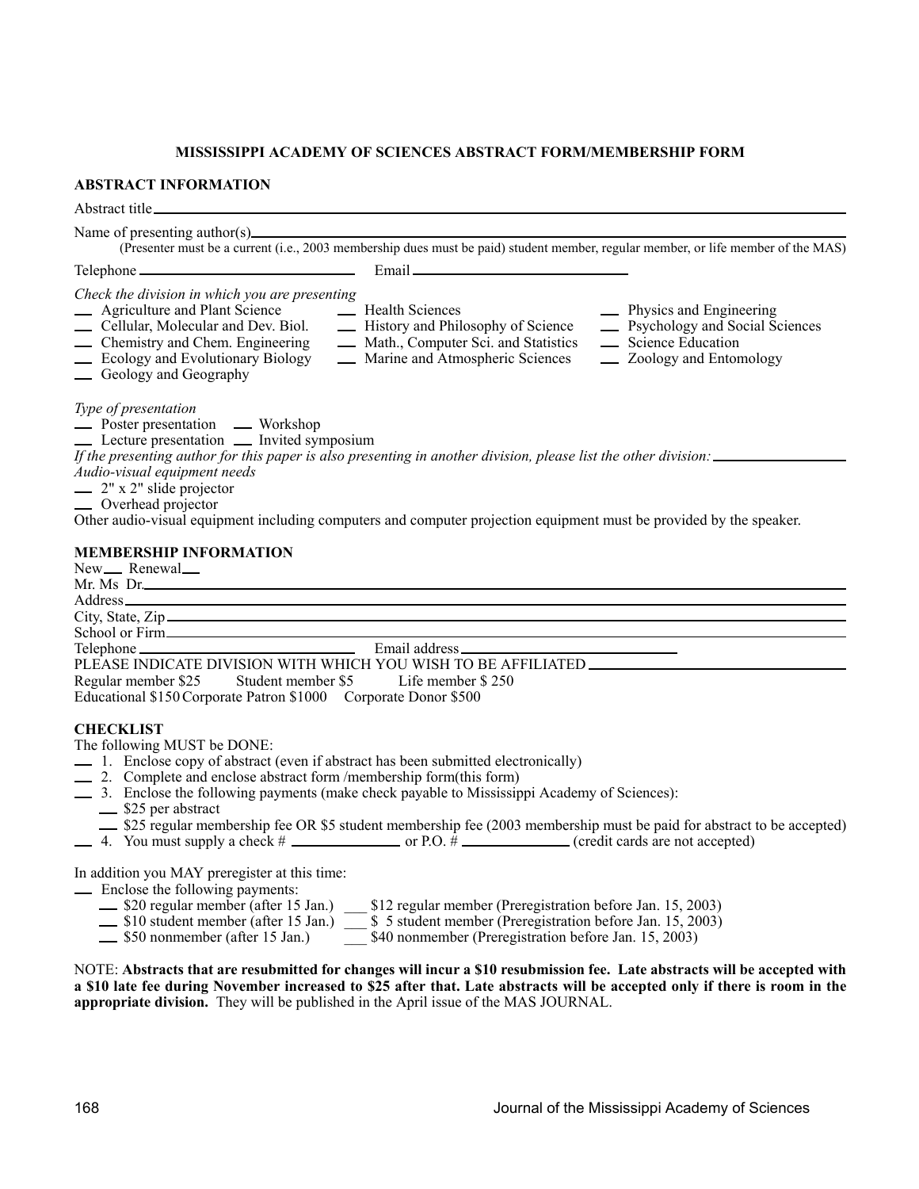## MISSISSIPPI ACADEMY OF SCIENCES ABSTRACT FORM/MEMBERSHIP FORM

### ABSTRACT INFORMATION

Abstract title ________________________________________________

Name of presenting author(s) ________________________________________________
(Presenter must be a current (i.e., 2003 membership dues must be paid) student member, regular member, or life member of the MAS)

Telephone ____________________ Email ____________________

*Check the division in which you are presenting*

__ Agriculture and Plant Science
__ Cellular, Molecular and Dev. Biol.
__ Chemistry and Chem. Engineering
__ Ecology and Evolutionary Biology
__ Geology and Geography
__ Health Sciences
__ History and Philosophy of Science
__ Math., Computer Sci. and Statistics
__ Marine and Atmospheric Sciences
__ Physics and Engineering
__ Psychology and Social Sciences
__ Science Education
__ Zoology and Entomology

*Type of presentation*

__ Poster presentation __ Workshop
__ Lecture presentation __ Invited symposium

*If the presenting author for this paper is also presenting in another division, please list the other division:* ____________

*Audio-visual equipment needs*

__ 2" x 2" slide projector
__ Overhead projector

Other audio-visual equipment including computers and computer projection equipment must be provided by the speaker.

### MEMBERSHIP INFORMATION

New___ Renewal___

Mr. Ms Dr. ________________________________________________

Address ________________________________________________

City, State, Zip ________________________________________________

School or Firm ________________________________________________

Telephone ____________________ Email address ____________________

PLEASE INDICATE DIVISION WITH WHICH YOU WISH TO BE AFFILIATED ____________________

Regular member $25 Student member $5 Life member $ 250

Educational $150 Corporate Patron $1000 Corporate Donor $500

### CHECKLIST

The following MUST be DONE:

__ 1. Enclose copy of abstract (even if abstract has been submitted electronically)
__ 2. Complete and enclose abstract form /membership form(this form)
__ 3. Enclose the following payments (make check payable to Mississippi Academy of Sciences):
  __ $25 per abstract
  __ $25 regular membership fee OR $5 student membership fee (2003 membership must be paid for abstract to be accepted)
__ 4. You must supply a check # ____________ or P.O. # ____________ (credit cards are not accepted)

In addition you MAY preregister at this time:

__ Enclose the following payments:
  __ $20 regular member (after 15 Jan.) ___ $12 regular member (Preregistration before Jan. 15, 2003)
  __ $10 student member (after 15 Jan.) ___ $ 5 student member (Preregistration before Jan. 15, 2003)
  __ $50 nonmember (after 15 Jan.) ___ $40 nonmember (Preregistration before Jan. 15, 2003)

NOTE: **Abstracts that are resubmitted for changes will incur a $10 resubmission fee. Late abstracts will be accepted with a $10 late fee during November increased to $25 after that. Late abstracts will be accepted only if there is room in the appropriate division.** They will be published in the April issue of the MAS JOURNAL.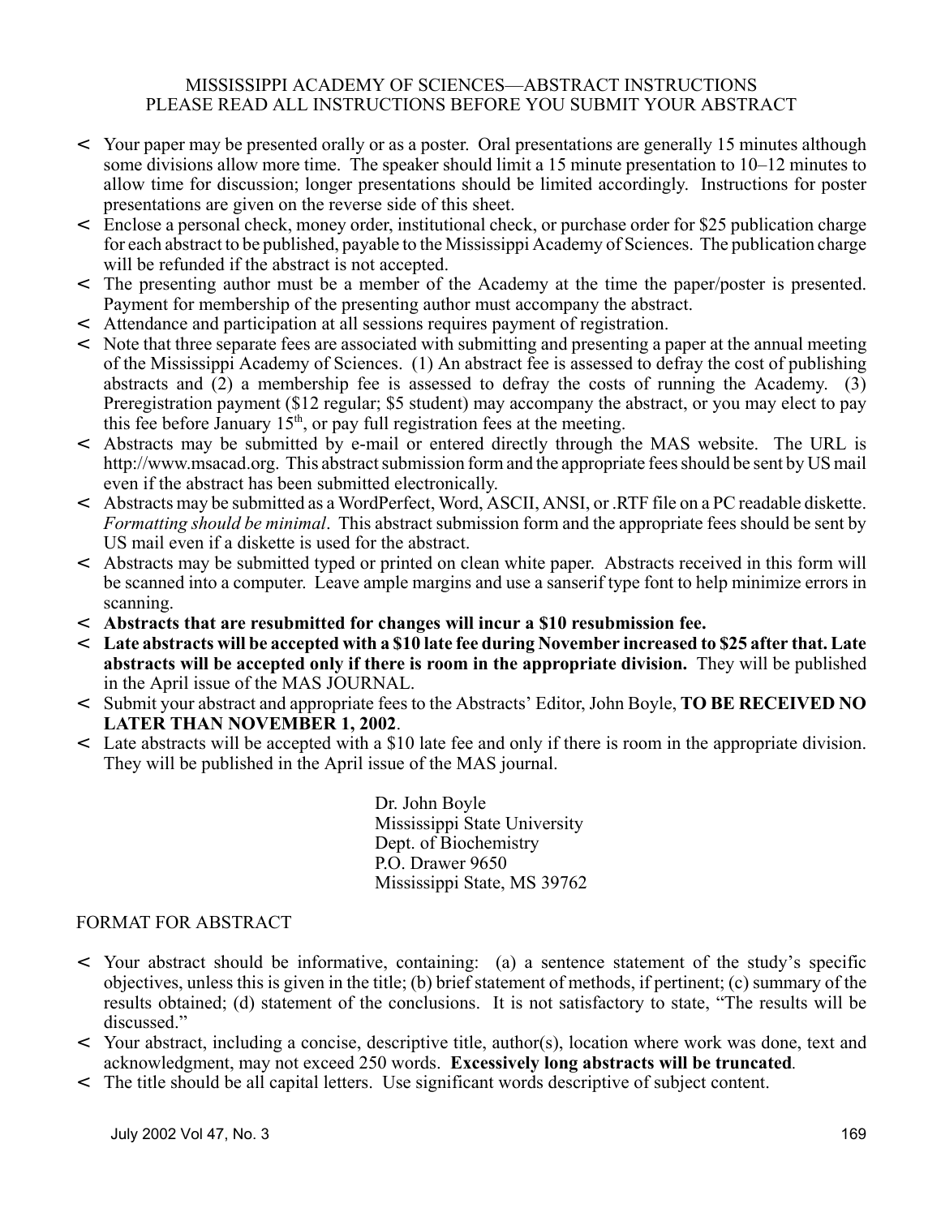# MISSISSIPPI ACADEMY OF SCIENCES—ABSTRACT INSTRUCTIONS
## PLEASE READ ALL INSTRUCTIONS BEFORE YOU SUBMIT YOUR ABSTRACT

- Your paper may be presented orally or as a poster. Oral presentations are generally 15 minutes although some divisions allow more time. The speaker should limit a 15 minute presentation to 10–12 minutes to allow time for discussion; longer presentations should be limited accordingly. Instructions for poster presentations are given on the reverse side of this sheet.
- Enclose a personal check, money order, institutional check, or purchase order for $25 publication charge for each abstract to be published, payable to the Mississippi Academy of Sciences. The publication charge will be refunded if the abstract is not accepted.
- The presenting author must be a member of the Academy at the time the paper/poster is presented. Payment for membership of the presenting author must accompany the abstract.
- Attendance and participation at all sessions requires payment of registration.
- Note that three separate fees are associated with submitting and presenting a paper at the annual meeting of the Mississippi Academy of Sciences. (1) An abstract fee is assessed to defray the cost of publishing abstracts and (2) a membership fee is assessed to defray the costs of running the Academy. (3) Preregistration payment ($12 regular; $5 student) may accompany the abstract, or you may elect to pay this fee before January 15th, or pay full registration fees at the meeting.
- Abstracts may be submitted by e-mail or entered directly through the MAS website. The URL is http://www.msacad.org. This abstract submission form and the appropriate fees should be sent by US mail even if the abstract has been submitted electronically.
- Abstracts may be submitted as a WordPerfect, Word, ASCII, ANSI, or .RTF file on a PC readable diskette. *Formatting should be minimal*. This abstract submission form and the appropriate fees should be sent by US mail even if a diskette is used for the abstract.
- Abstracts may be submitted typed or printed on clean white paper. Abstracts received in this form will be scanned into a computer. Leave ample margins and use a sanserif type font to help minimize errors in scanning.
- **Abstracts that are resubmitted for changes will incur a $10 resubmission fee.**
- **Late abstracts will be accepted with a $10 late fee during November increased to $25 after that. Late abstracts will be accepted only if there is room in the appropriate division.** They will be published in the April issue of the MAS JOURNAL.
- Submit your abstract and appropriate fees to the Abstracts' Editor, John Boyle, **TO BE RECEIVED NO LATER THAN NOVEMBER 1, 2002**.
- Late abstracts will be accepted with a $10 late fee and only if there is room in the appropriate division. They will be published in the April issue of the MAS journal.

Dr. John Boyle
Mississippi State University
Dept. of Biochemistry
P.O. Drawer 9650
Mississippi State, MS 39762

## FORMAT FOR ABSTRACT

- Your abstract should be informative, containing: (a) a sentence statement of the study's specific objectives, unless this is given in the title; (b) brief statement of methods, if pertinent; (c) summary of the results obtained; (d) statement of the conclusions. It is not satisfactory to state, "The results will be discussed."
- Your abstract, including a concise, descriptive title, author(s), location where work was done, text and acknowledgment, may not exceed 250 words. **Excessively long abstracts will be truncated**.
- The title should be all capital letters. Use significant words descriptive of subject content.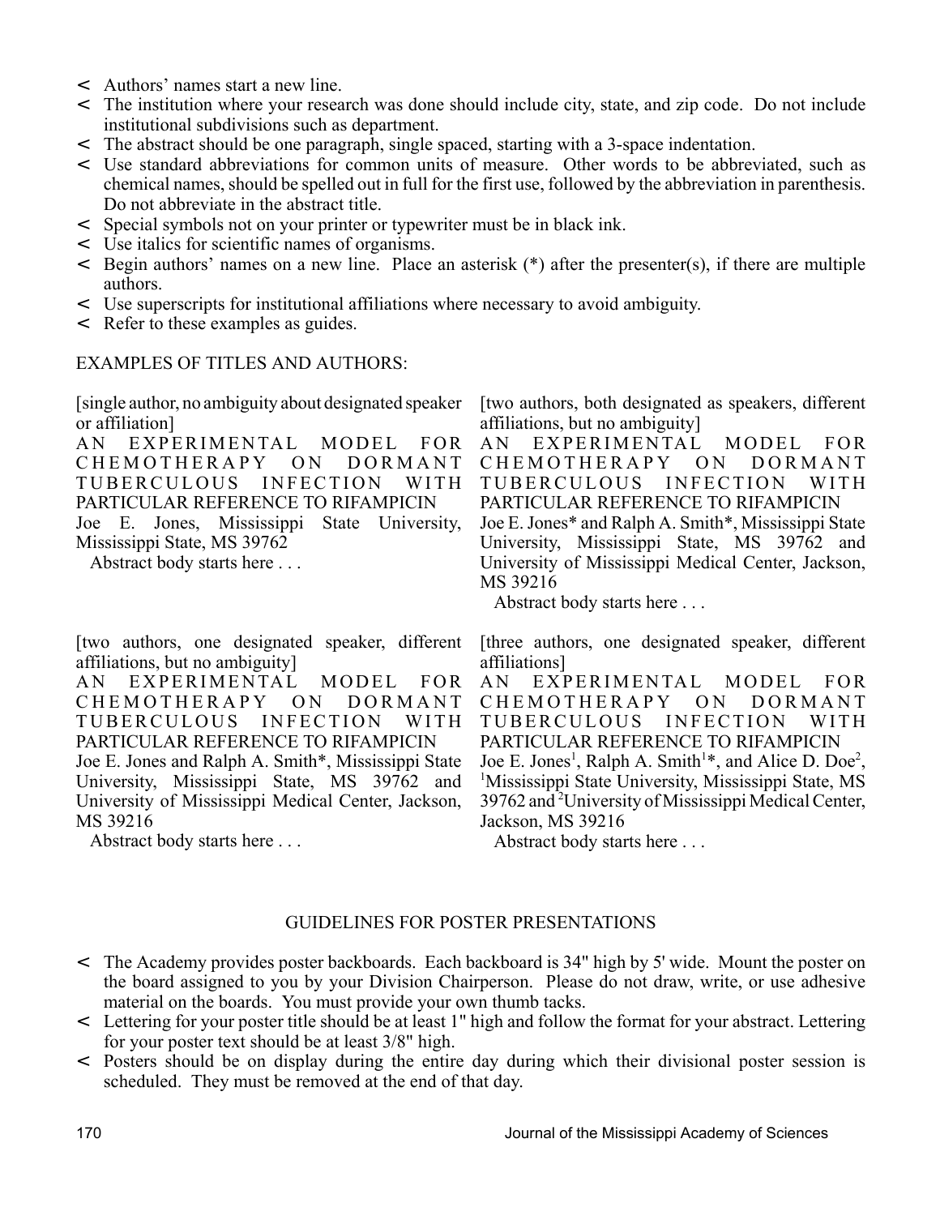- Authors' names start a new line.
- The institution where your research was done should include city, state, and zip code. Do not include institutional subdivisions such as department.
- The abstract should be one paragraph, single spaced, starting with a 3-space indentation.
- Use standard abbreviations for common units of measure. Other words to be abbreviated, such as chemical names, should be spelled out in full for the first use, followed by the abbreviation in parenthesis. Do not abbreviate in the abstract title.
- Special symbols not on your printer or typewriter must be in black ink.
- Use italics for scientific names of organisms.
- Begin authors' names on a new line. Place an asterisk (*) after the presenter(s), if there are multiple authors.
- Use superscripts for institutional affiliations where necessary to avoid ambiguity.
- Refer to these examples as guides.

EXAMPLES OF TITLES AND AUTHORS:

[single author, no ambiguity about designated speaker or affiliation]
AN EXPERIMENTAL MODEL FOR CHEMOTHERAPY ON DORMANT TUBERCULOUS INFECTION WITH PARTICULAR REFERENCE TO RIFAMPICIN
Joe E. Jones, Mississippi State University, Mississippi State, MS 39762
   Abstract body starts here . . .

[two authors, both designated as speakers, different affiliations, but no ambiguity]
AN EXPERIMENTAL MODEL FOR CHEMOTHERAPY ON DORMANT TUBERCULOUS INFECTION WITH PARTICULAR REFERENCE TO RIFAMPICIN
Joe E. Jones* and Ralph A. Smith*, Mississippi State University, Mississippi State, MS 39762 and University of Mississippi Medical Center, Jackson, MS 39216
   Abstract body starts here . . .

[two authors, one designated speaker, different affiliations, but no ambiguity]
AN EXPERIMENTAL MODEL FOR CHEMOTHERAPY ON DORMANT TUBERCULOUS INFECTION WITH PARTICULAR REFERENCE TO RIFAMPICIN
Joe E. Jones and Ralph A. Smith*, Mississippi State University, Mississippi State, MS 39762 and University of Mississippi Medical Center, Jackson, MS 39216
   Abstract body starts here . . .

[three authors, one designated speaker, different affiliations]
AN EXPERIMENTAL MODEL FOR CHEMOTHERAPY ON DORMANT TUBERCULOUS INFECTION WITH PARTICULAR REFERENCE TO RIFAMPICIN
Joe E. Jones[1], Ralph A. Smith[1]*, and Alice D. Doe[2], [1]Mississippi State University, Mississippi State, MS 39762 and [2]University of Mississippi Medical Center, Jackson, MS 39216
   Abstract body starts here . . .

## GUIDELINES FOR POSTER PRESENTATIONS

- The Academy provides poster backboards. Each backboard is 34" high by 5' wide. Mount the poster on the board assigned to you by your Division Chairperson. Please do not draw, write, or use adhesive material on the boards. You must provide your own thumb tacks.
- Lettering for your poster title should be at least 1" high and follow the format for your abstract. Lettering for your poster text should be at least 3/8" high.
- Posters should be on display during the entire day during which their divisional poster session is scheduled. They must be removed at the end of that day.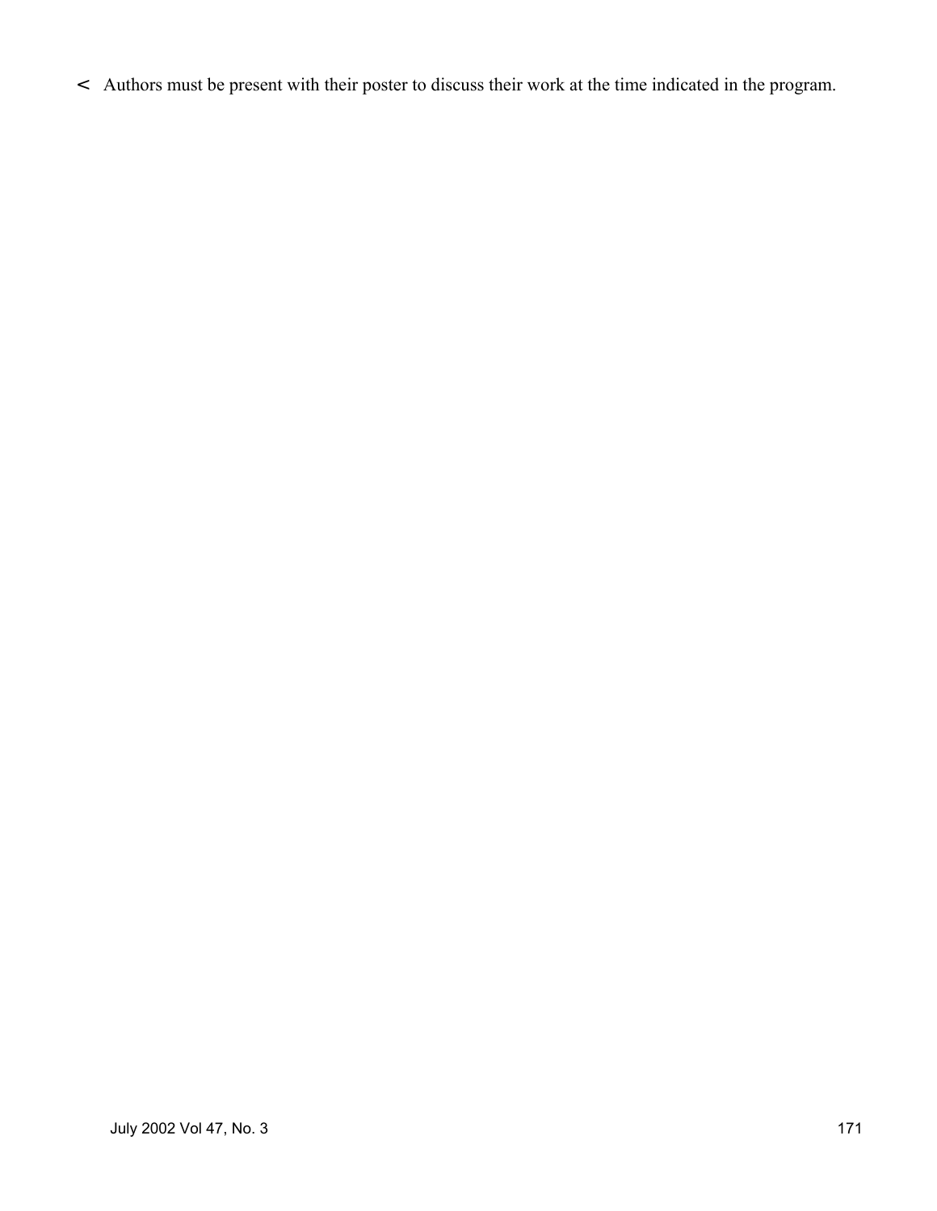- Authors must be present with their poster to discuss their work at the time indicated in the program.